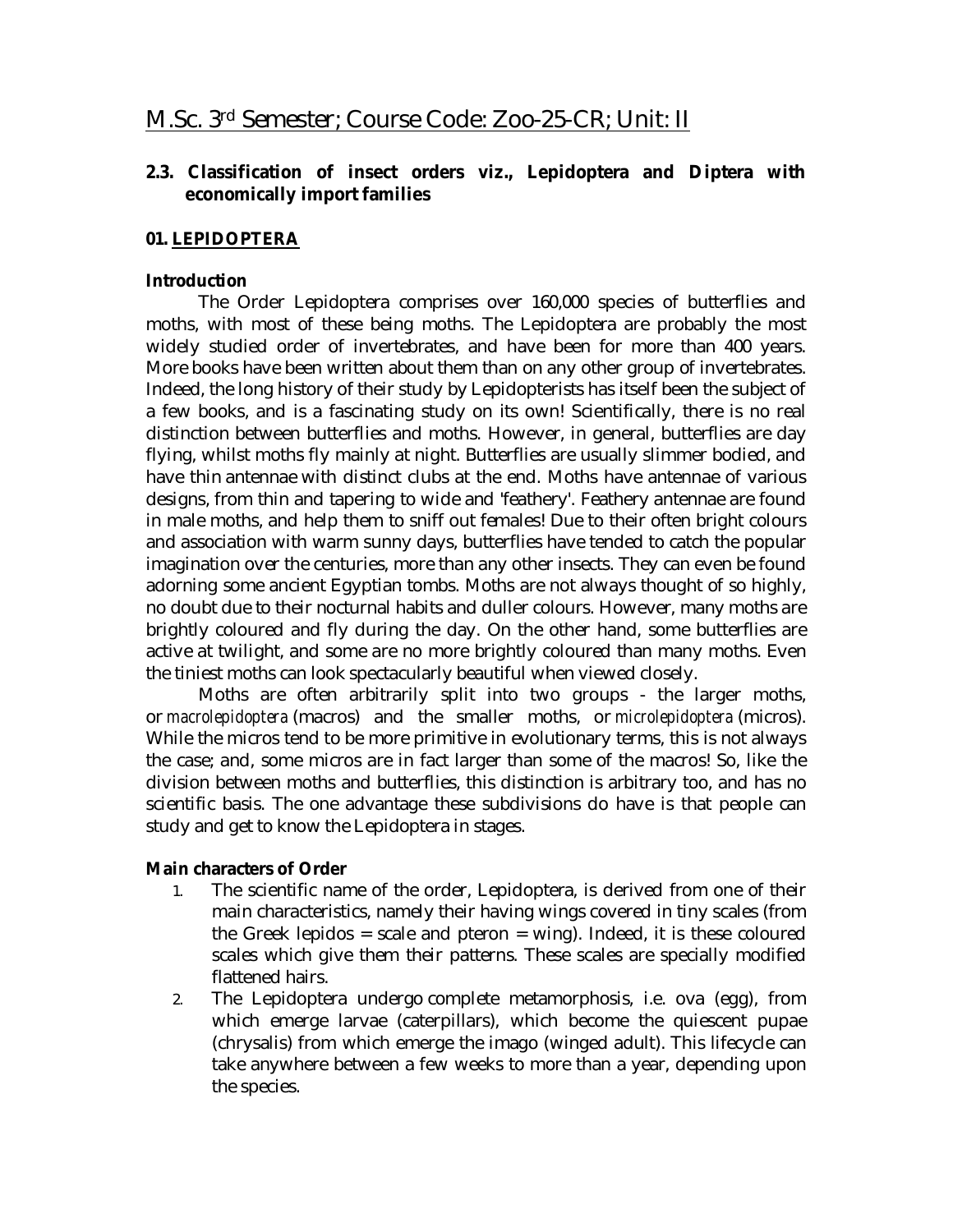# M.Sc. 3rd Semester; Course Code: Zoo-25-CR; Unit: II

## 2.3. Classification of insect orders viz., Lepidoptera and Diptera with economically import families

### 01. LEPIDOPTERA

**Introduction**

The Order Lepidoptera comprises over 160,000 species of butterflies and moths, with most of these being moths. The Lepidoptera are probably the most widely studied order of invertebrates, and have been for more than 400 years. More books have been written about them than on any other group of invertebrates. Indeed, the long history of their study by Lepidopterists has itself been the subject of a few books, and is a fascinating study on its own! Scientifically, there is no real distinction between butterflies and moths. However, in general, butterflies are day flying, whilst moths fly mainly at night. Butterflies are usually slimmer bodied, and have thin antennae with distinct clubs at the end. Moths have antennae of various designs, from thin and tapering to wide and 'feathery'. Feathery antennae are found in male moths, and help them to sniff out females! Due to their often bright colours and association with warm sunny days, butterflies have tended to catch the popular imagination over the centuries, more than any other insects. They can even be found adorning some ancient Egyptian tombs. Moths are not always thought of so highly, no doubt due to their nocturnal habits and duller colours. However, many moths are brightly coloured and fly during the day. On the other hand, some butterflies are active at twilight, and some are no more brightly coloured than many moths. Even the tiniest moths can look spectacularly beautiful when viewed closely.

Moths are often arbitrarily split into two groups - the larger moths, or *macrolepidoptera* (macros) and the smaller moths, or *microlepidoptera* (micros). While the micros tend to be more primitive in evolutionary terms, this is not always the case; and, some micros are in fact larger than some of the macros! So, like the division between moths and butterflies, this distinction is arbitrary too, and has no scientific basis. The one advantage these subdivisions do have is that people can study and get to know the Lepidoptera in stages.

**Main characters of Order**

1. The scientific name of the order, Lepidoptera, is derived from one of their main characteristics, namely their having wings covered in tiny scales (from the Greek lepidos = scale and pteron = wing). Indeed, it is these coloured scales which give them their patterns. These scales are specially modified flattened hairs.
2. The Lepidoptera undergo complete metamorphosis, i.e. ova (egg), from which emerge larvae (caterpillars), which become the quiescent pupae (chrysalis) from which emerge the imago (winged adult). This lifecycle can take anywhere between a few weeks to more than a year, depending upon the species.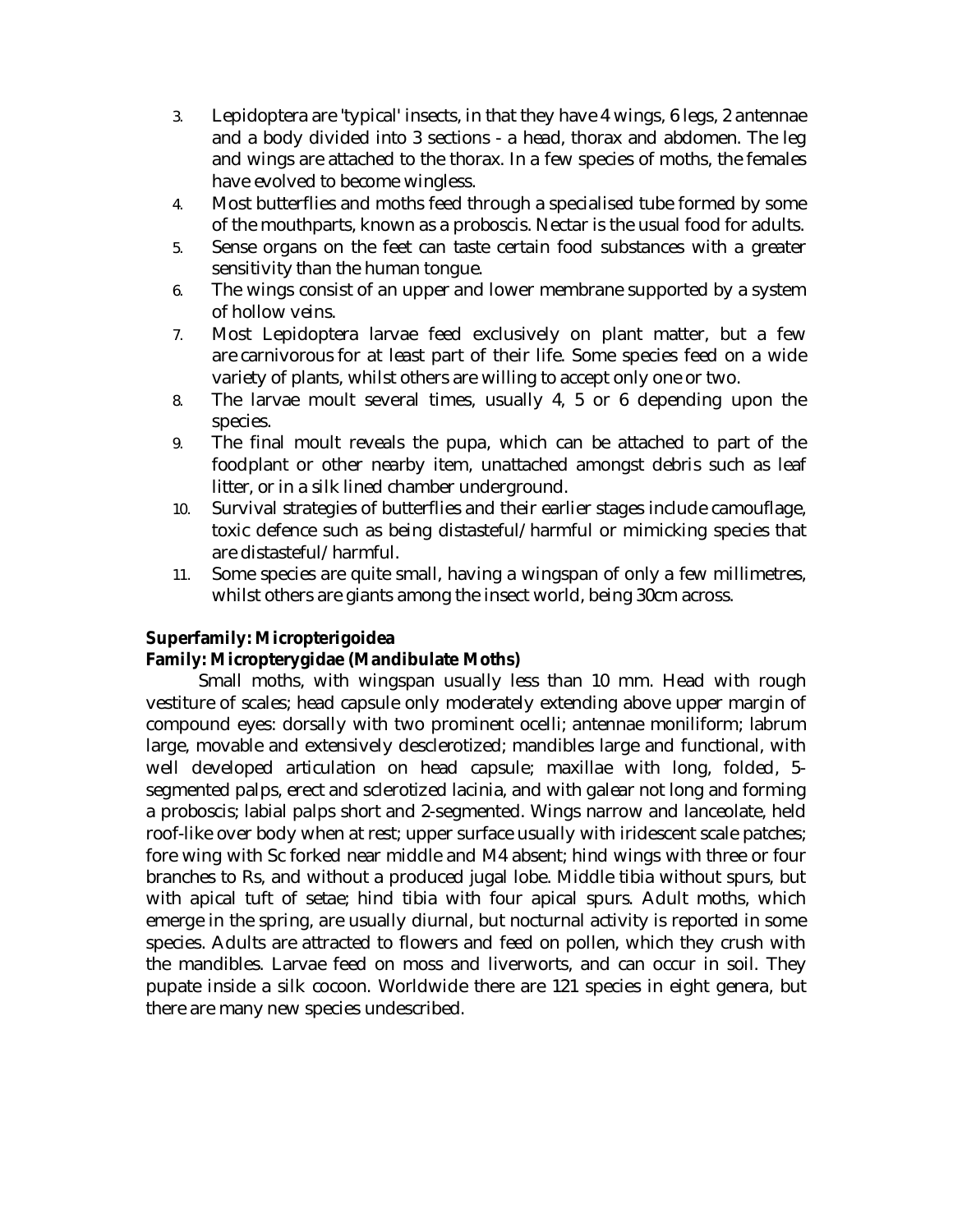3. Lepidoptera are 'typical' insects, in that they have 4 wings, 6 legs, 2 antennae and a body divided into 3 sections - a head, thorax and abdomen. The leg and wings are attached to the thorax. In a few species of moths, the females have evolved to become wingless.
4. Most butterflies and moths feed through a specialised tube formed by some of the mouthparts, known as a proboscis. Nectar is the usual food for adults.
5. Sense organs on the feet can taste certain food substances with a greater sensitivity than the human tongue.
6. The wings consist of an upper and lower membrane supported by a system of hollow veins.
7. Most Lepidoptera larvae feed exclusively on plant matter, but a few are carnivorous for at least part of their life. Some species feed on a wide variety of plants, whilst others are willing to accept only one or two.
8. The larvae moult several times, usually 4, 5 or 6 depending upon the species.
9. The final moult reveals the pupa, which can be attached to part of the foodplant or other nearby item, unattached amongst debris such as leaf litter, or in a silk lined chamber underground.
10. Survival strategies of butterflies and their earlier stages include camouflage, toxic defence such as being distasteful/harmful or mimicking species that are distasteful/harmful.
11. Some species are quite small, having a wingspan of only a few millimetres, whilst others are giants among the insect world, being 30cm across.

**Superfamily: Micropterigoidea**

**Family: Micropterygidae (Mandibulate Moths)**

Small moths, with wingspan usually less than 10 mm. Head with rough vestiture of scales; head capsule only moderately extending above upper margin of compound eyes: dorsally with two prominent ocelli; antennae moniliform; labrum large, movable and extensively desclerotized; mandibles large and functional, with well developed articulation on head capsule; maxillae with long, folded, 5-segmented palps, erect and sclerotized lacinia, and with galear not long and forming a proboscis; labial palps short and 2-segmented. Wings narrow and lanceolate, held roof-like over body when at rest; upper surface usually with iridescent scale patches; fore wing with Sc forked near middle and M4 absent; hind wings with three or four branches to Rs, and without a produced jugal lobe. Middle tibia without spurs, but with apical tuft of setae; hind tibia with four apical spurs. Adult moths, which emerge in the spring, are usually diurnal, but nocturnal activity is reported in some species. Adults are attracted to flowers and feed on pollen, which they crush with the mandibles. Larvae feed on moss and liverworts, and can occur in soil. They pupate inside a silk cocoon. Worldwide there are 121 species in eight genera, but there are many new species undescribed.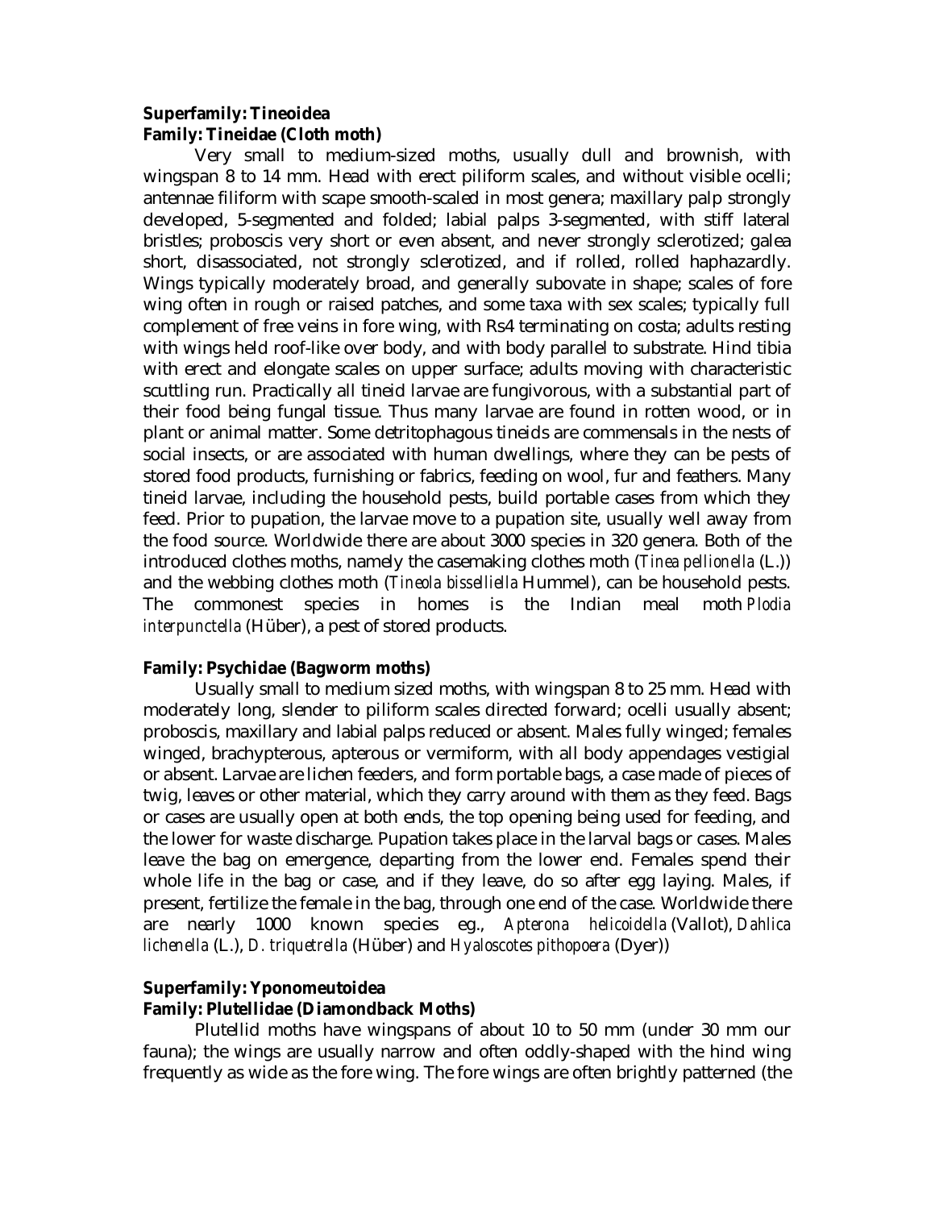**Superfamily: Tineoidea**
**Family: Tineidae (Cloth moth)**

Very small to medium-sized moths, usually dull and brownish, with wingspan 8 to 14 mm. Head with erect piliform scales, and without visible ocelli; antennae filiform with scape smooth-scaled in most genera; maxillary palp strongly developed, 5-segmented and folded; labial palps 3-segmented, with stiff lateral bristles; proboscis very short or even absent, and never strongly sclerotized; galea short, disassociated, not strongly sclerotized, and if rolled, rolled haphazardly. Wings typically moderately broad, and generally subovate in shape; scales of fore wing often in rough or raised patches, and some taxa with sex scales; typically full complement of free veins in fore wing, with Rs4 terminating on costa; adults resting with wings held roof-like over body, and with body parallel to substrate. Hind tibia with erect and elongate scales on upper surface; adults moving with characteristic scuttling run. Practically all tineid larvae are fungivorous, with a substantial part of their food being fungal tissue. Thus many larvae are found in rotten wood, or in plant or animal matter. Some detritophagous tineids are commensals in the nests of social insects, or are associated with human dwellings, where they can be pests of stored food products, furnishing or fabrics, feeding on wool, fur and feathers. Many tineid larvae, including the household pests, build portable cases from which they feed. Prior to pupation, the larvae move to a pupation site, usually well away from the food source. Worldwide there are about 3000 species in 320 genera. Both of the introduced clothes moths, namely the casemaking clothes moth (*Tinea pellionella* (L.)) and the webbing clothes moth (*Tineola bisselliella* Hummel), can be household pests. The commonest species in homes is the Indian meal moth *Plodia interpunctella* (Hüber), a pest of stored products.

**Family: Psychidae (Bagworm moths)**

Usually small to medium sized moths, with wingspan 8 to 25 mm. Head with moderately long, slender to piliform scales directed forward; ocelli usually absent; proboscis, maxillary and labial palps reduced or absent. Males fully winged; females winged, brachypterous, apterous or vermiform, with all body appendages vestigial or absent. Larvae are lichen feeders, and form portable bags, a case made of pieces of twig, leaves or other material, which they carry around with them as they feed. Bags or cases are usually open at both ends, the top opening being used for feeding, and the lower for waste discharge. Pupation takes place in the larval bags or cases. Males leave the bag on emergence, departing from the lower end. Females spend their whole life in the bag or case, and if they leave, do so after egg laying. Males, if present, fertilize the female in the bag, through one end of the case. Worldwide there are nearly 1000 known species eg., *Apterona helicoidella* (Vallot), *Dahlica lichenella* (L.), *D. triquetrella* (Hüber) and *Hyaloscotes pithopoera* (Dyer))

**Superfamily: Yponomeutoidea**
**Family: Plutellidae (Diamondback Moths)**

Plutellid moths have wingspans of about 10 to 50 mm (under 30 mm our fauna); the wings are usually narrow and often oddly-shaped with the hind wing frequently as wide as the fore wing. The fore wings are often brightly patterned (the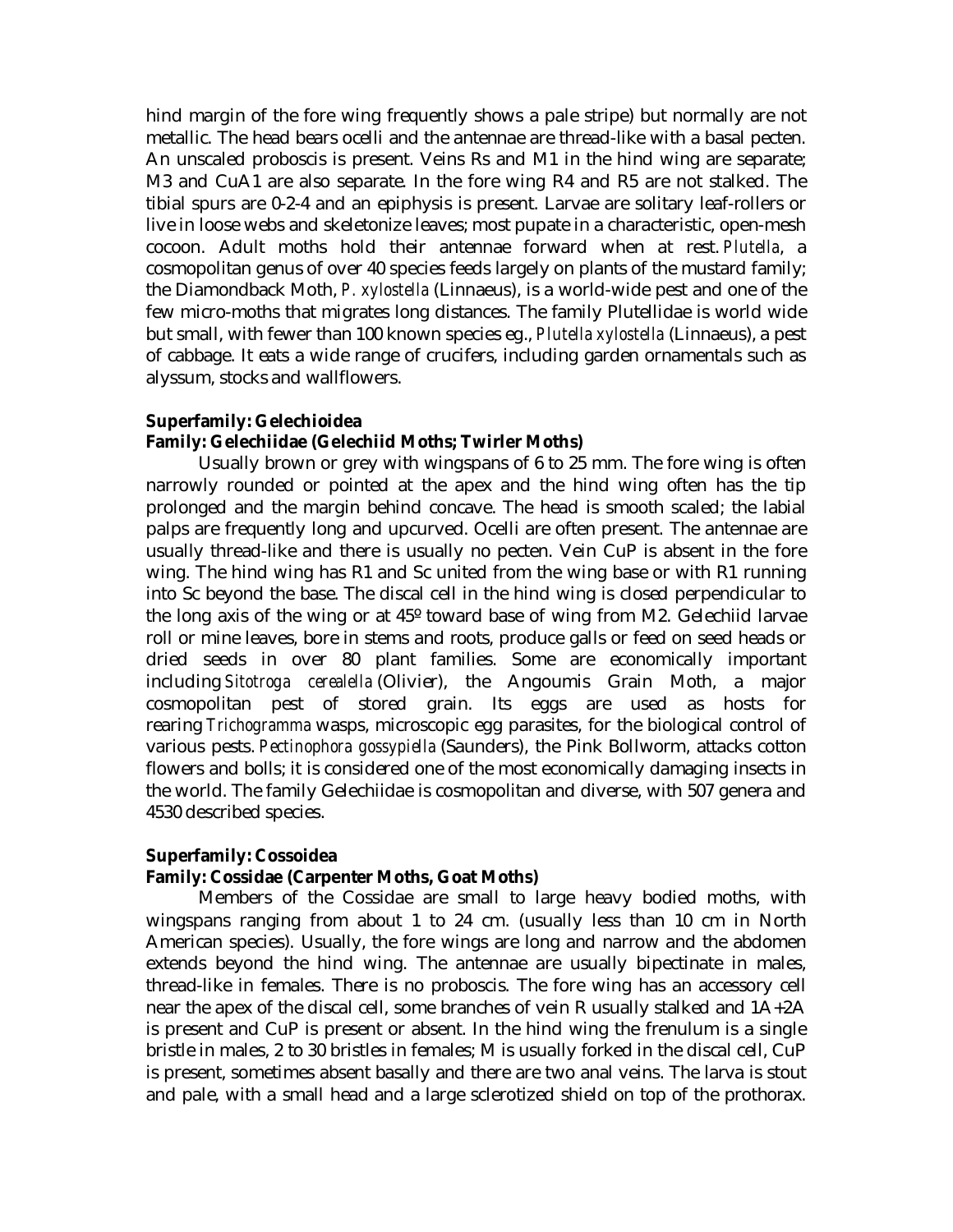hind margin of the fore wing frequently shows a pale stripe) but normally are not metallic. The head bears ocelli and the antennae are thread-like with a basal pecten. An unscaled proboscis is present. Veins Rs and M1 in the hind wing are separate; M3 and CuA1 are also separate. In the fore wing R4 and R5 are not stalked. The tibial spurs are 0-2-4 and an epiphysis is present. Larvae are solitary leaf-rollers or live in loose webs and skeletonize leaves; most pupate in a characteristic, open-mesh cocoon. Adult moths hold their antennae forward when at rest. *Plutella*, a cosmopolitan genus of over 40 species feeds largely on plants of the mustard family; the Diamondback Moth, *P. xylostella* (Linnaeus), is a world-wide pest and one of the few micro-moths that migrates long distances. The family Plutellidae is world wide but small, with fewer than 100 known species eg., *Plutella xylostella* (Linnaeus), a pest of cabbage. It eats a wide range of crucifers, including garden ornamentals such as alyssum, stocks and wallflowers.

**Superfamily: Gelechioidea**

**Family: Gelechiidae (Gelechiid Moths; Twirler Moths)**

Usually brown or grey with wingspans of 6 to 25 mm. The fore wing is often narrowly rounded or pointed at the apex and the hind wing often has the tip prolonged and the margin behind concave. The head is smooth scaled; the labial palps are frequently long and upcurved. Ocelli are often present. The antennae are usually thread-like and there is usually no pecten. Vein CuP is absent in the fore wing. The hind wing has R1 and Sc united from the wing base or with R1 running into Sc beyond the base. The discal cell in the hind wing is closed perpendicular to the long axis of the wing or at 45º toward base of wing from M2. Gelechiid larvae roll or mine leaves, bore in stems and roots, produce galls or feed on seed heads or dried seeds in over 80 plant families. Some are economically important including *Sitotroga cerealella* (Olivier), the Angoumis Grain Moth, a major cosmopolitan pest of stored grain. Its eggs are used as hosts for rearing *Trichogramma* wasps, microscopic egg parasites, for the biological control of various pests. *Pectinophora gossypiella* (Saunders), the Pink Bollworm, attacks cotton flowers and bolls; it is considered one of the most economically damaging insects in the world. The family Gelechiidae is cosmopolitan and diverse, with 507 genera and 4530 described species.

**Superfamily: Cossoidea**

**Family: Cossidae (Carpenter Moths, Goat Moths)**

Members of the Cossidae are small to large heavy bodied moths, with wingspans ranging from about 1 to 24 cm. (usually less than 10 cm in North American species). Usually, the fore wings are long and narrow and the abdomen extends beyond the hind wing. The antennae are usually bipectinate in males, thread-like in females. There is no proboscis. The fore wing has an accessory cell near the apex of the discal cell, some branches of vein R usually stalked and 1A+2A is present and CuP is present or absent. In the hind wing the frenulum is a single bristle in males, 2 to 30 bristles in females; M is usually forked in the discal cell, CuP is present, sometimes absent basally and there are two anal veins. The larva is stout and pale, with a small head and a large sclerotized shield on top of the prothorax.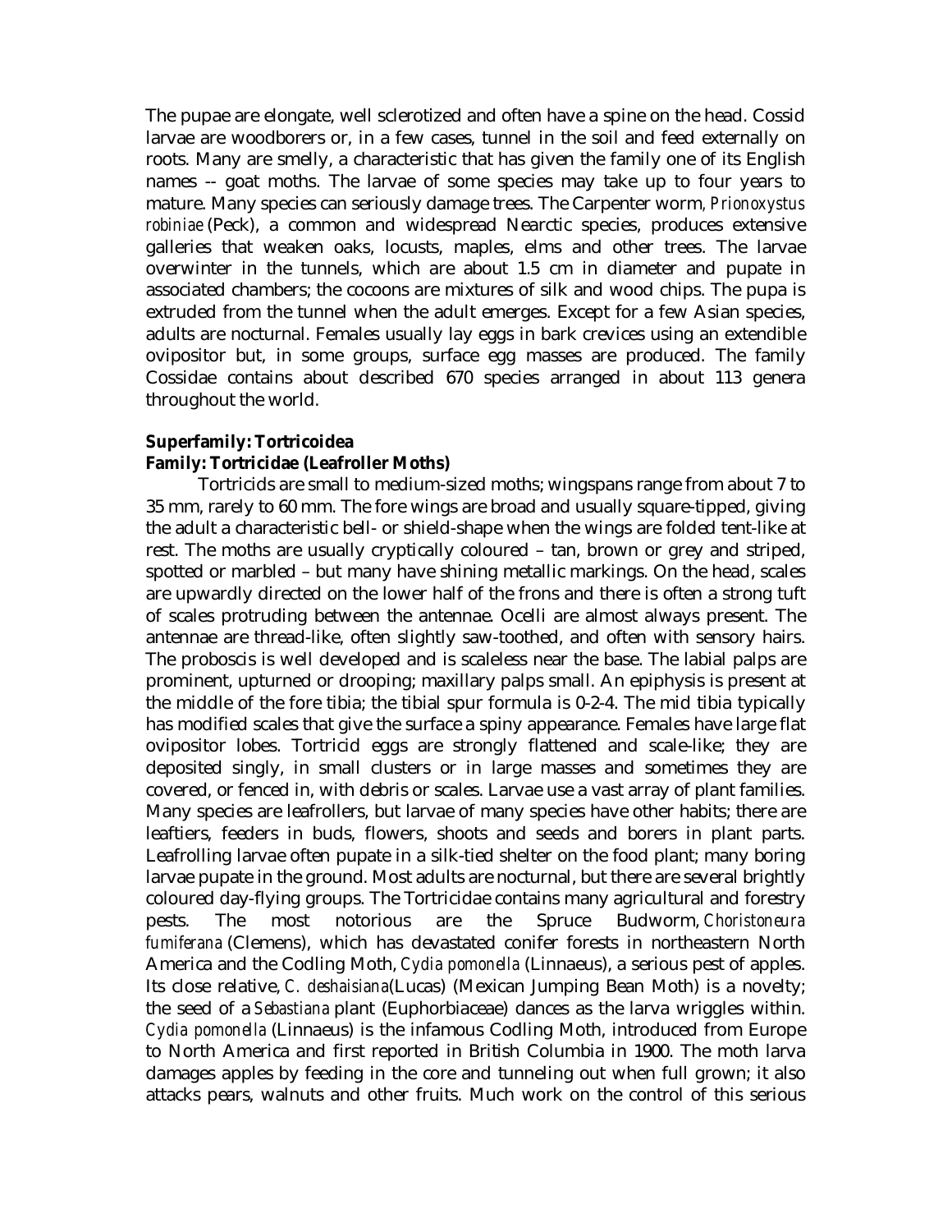The pupae are elongate, well sclerotized and often have a spine on the head. Cossid larvae are woodborers or, in a few cases, tunnel in the soil and feed externally on roots. Many are smelly, a characteristic that has given the family one of its English names -- goat moths. The larvae of some species may take up to four years to mature. Many species can seriously damage trees. The Carpenter worm, *Prionoxystus robiniae* (Peck), a common and widespread Nearctic species, produces extensive galleries that weaken oaks, locusts, maples, elms and other trees. The larvae overwinter in the tunnels, which are about 1.5 cm in diameter and pupate in associated chambers; the cocoons are mixtures of silk and wood chips. The pupa is extruded from the tunnel when the adult emerges. Except for a few Asian species, adults are nocturnal. Females usually lay eggs in bark crevices using an extendible ovipositor but, in some groups, surface egg masses are produced. The family Cossidae contains about described 670 species arranged in about 113 genera throughout the world.

**Superfamily: Tortricoidea**
**Family: Tortricidae (Leafroller Moths)**

Tortricids are small to medium-sized moths; wingspans range from about 7 to 35 mm, rarely to 60 mm. The fore wings are broad and usually square-tipped, giving the adult a characteristic bell- or shield-shape when the wings are folded tent-like at rest. The moths are usually cryptically coloured – tan, brown or grey and striped, spotted or marbled – but many have shining metallic markings. On the head, scales are upwardly directed on the lower half of the frons and there is often a strong tuft of scales protruding between the antennae. Ocelli are almost always present. The antennae are thread-like, often slightly saw-toothed, and often with sensory hairs. The proboscis is well developed and is scaleless near the base. The labial palps are prominent, upturned or drooping; maxillary palps small. An epiphysis is present at the middle of the fore tibia; the tibial spur formula is 0-2-4. The mid tibia typically has modified scales that give the surface a spiny appearance. Females have large flat ovipositor lobes. Tortricid eggs are strongly flattened and scale-like; they are deposited singly, in small clusters or in large masses and sometimes they are covered, or fenced in, with debris or scales. Larvae use a vast array of plant families. Many species are leafrollers, but larvae of many species have other habits; there are leaftiers, feeders in buds, flowers, shoots and seeds and borers in plant parts. Leafrolling larvae often pupate in a silk-tied shelter on the food plant; many boring larvae pupate in the ground. Most adults are nocturnal, but there are several brightly coloured day-flying groups. The Tortricidae contains many agricultural and forestry pests. The most notorious are the Spruce Budworm, *Choristoneura fumiferana* (Clemens), which has devastated conifer forests in northeastern North America and the Codling Moth, *Cydia pomonella* (Linnaeus), a serious pest of apples. Its close relative, *C. deshaisiana*(Lucas) (Mexican Jumping Bean Moth) is a novelty; the seed of a *Sebastiana* plant (Euphorbiaceae) dances as the larva wriggles within. *Cydia pomonella* (Linnaeus) is the infamous Codling Moth, introduced from Europe to North America and first reported in British Columbia in 1900. The moth larva damages apples by feeding in the core and tunneling out when full grown; it also attacks pears, walnuts and other fruits. Much work on the control of this serious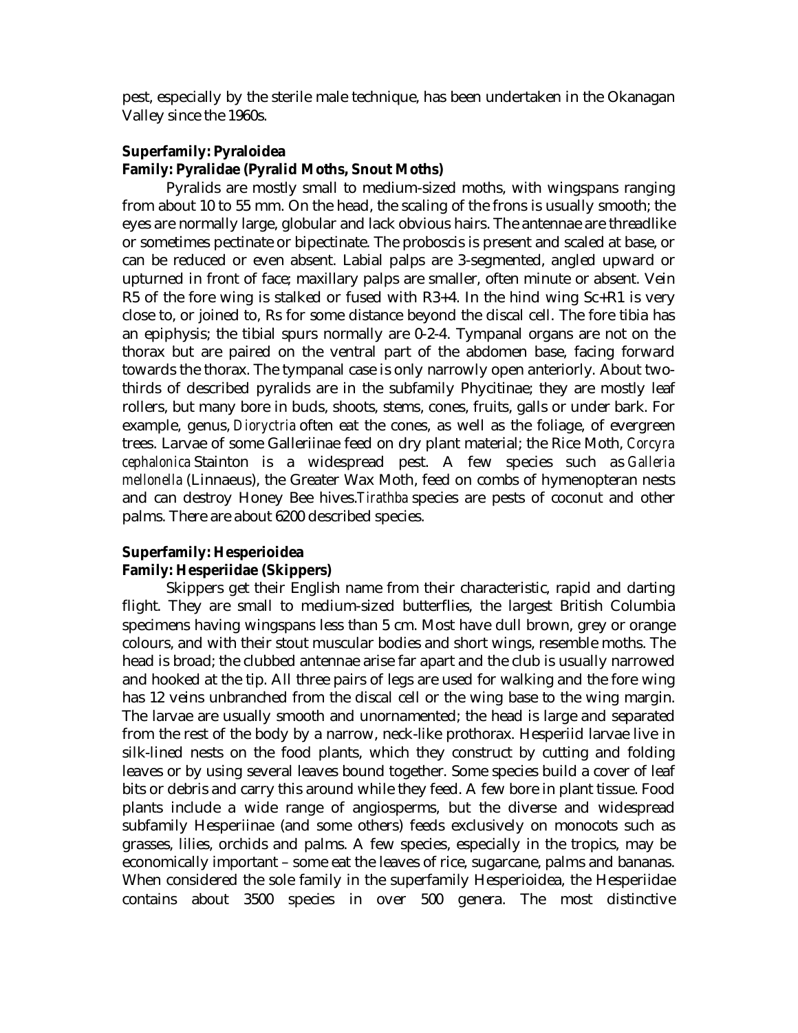pest, especially by the sterile male technique, has been undertaken in the Okanagan Valley since the 1960s.

**Superfamily: Pyraloidea**

**Family: Pyralidae (Pyralid Moths, Snout Moths)**

Pyralids are mostly small to medium-sized moths, with wingspans ranging from about 10 to 55 mm. On the head, the scaling of the frons is usually smooth; the eyes are normally large, globular and lack obvious hairs. The antennae are threadlike or sometimes pectinate or bipectinate. The proboscis is present and scaled at base, or can be reduced or even absent. Labial palps are 3-segmented, angled upward or upturned in front of face; maxillary palps are smaller, often minute or absent. Vein R5 of the fore wing is stalked or fused with R3+4. In the hind wing Sc+R1 is very close to, or joined to, Rs for some distance beyond the discal cell. The fore tibia has an epiphysis; the tibial spurs normally are 0-2-4. Tympanal organs are not on the thorax but are paired on the ventral part of the abdomen base, facing forward towards the thorax. The tympanal case is only narrowly open anteriorly. About two-thirds of described pyralids are in the subfamily Phycitinae; they are mostly leaf rollers, but many bore in buds, shoots, stems, cones, fruits, galls or under bark. For example, genus, *Dioryctria* often eat the cones, as well as the foliage, of evergreen trees. Larvae of some Galleriinae feed on dry plant material; the Rice Moth, *Corcyra cephalonica* Stainton is a widespread pest. A few species such as *Galleria mellonella* (Linnaeus), the Greater Wax Moth, feed on combs of hymenopteran nests and can destroy Honey Bee hives.*Tirathba* species are pests of coconut and other palms. There are about 6200 described species.

**Superfamily: Hesperioidea**

**Family: Hesperiidae (Skippers)**

Skippers get their English name from their characteristic, rapid and darting flight. They are small to medium-sized butterflies, the largest British Columbia specimens having wingspans less than 5 cm. Most have dull brown, grey or orange colours, and with their stout muscular bodies and short wings, resemble moths. The head is broad; the clubbed antennae arise far apart and the club is usually narrowed and hooked at the tip. All three pairs of legs are used for walking and the fore wing has 12 veins unbranched from the discal cell or the wing base to the wing margin. The larvae are usually smooth and unornamented; the head is large and separated from the rest of the body by a narrow, neck-like prothorax. Hesperiid larvae live in silk-lined nests on the food plants, which they construct by cutting and folding leaves or by using several leaves bound together. Some species build a cover of leaf bits or debris and carry this around while they feed. A few bore in plant tissue. Food plants include a wide range of angiosperms, but the diverse and widespread subfamily Hesperiinae (and some others) feeds exclusively on monocots such as grasses, lilies, orchids and palms. A few species, especially in the tropics, may be economically important – some eat the leaves of rice, sugarcane, palms and bananas. When considered the sole family in the superfamily Hesperioidea, the Hesperiidae contains about 3500 species in over 500 genera. The most distinctive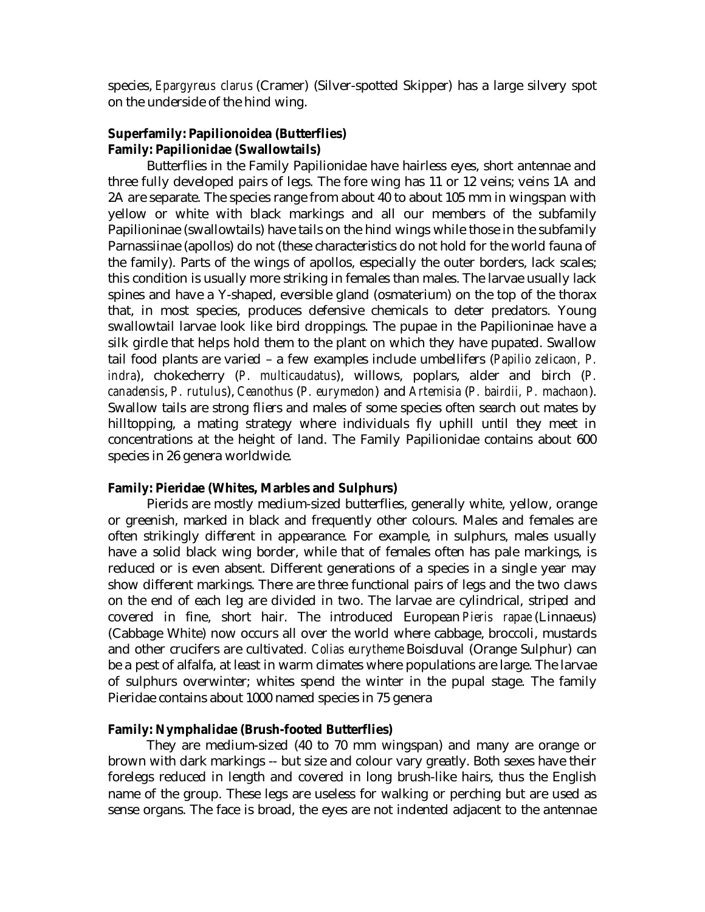species, *Epargyreus clarus* (Cramer) (Silver-spotted Skipper) has a large silvery spot on the underside of the hind wing.

**Superfamily: Papilionoidea (Butterflies)**
**Family: Papilionidae (Swallowtails)**

Butterflies in the Family Papilionidae have hairless eyes, short antennae and three fully developed pairs of legs. The fore wing has 11 or 12 veins; veins 1A and 2A are separate. The species range from about 40 to about 105 mm in wingspan with yellow or white with black markings and all our members of the subfamily Papilioninae (swallowtails) have tails on the hind wings while those in the subfamily Parnassiinae (apollos) do not (these characteristics do not hold for the world fauna of the family). Parts of the wings of apollos, especially the outer borders, lack scales; this condition is usually more striking in females than males. The larvae usually lack spines and have a Y-shaped, eversible gland (osmaterium) on the top of the thorax that, in most species, produces defensive chemicals to deter predators. Young swallowtail larvae look like bird droppings. The pupae in the Papilioninae have a silk girdle that helps hold them to the plant on which they have pupated. Swallow tail food plants are varied – a few examples include umbellifers (*Papilio zelicaon, P. indra*), chokecherry (*P. multicaudatus*), willows, poplars, alder and birch (*P. canadensis*, *P. rutulus*), *Ceanothus* (*P. eurymedon*) and *Artemisia* (*P. bairdii, P. machaon*). Swallow tails are strong fliers and males of some species often search out mates by hilltopping, a mating strategy where individuals fly uphill until they meet in concentrations at the height of land. The Family Papilionidae contains about 600 species in 26 genera worldwide.

**Family: Pieridae (Whites, Marbles and Sulphurs)**

Pierids are mostly medium-sized butterflies, generally white, yellow, orange or greenish, marked in black and frequently other colours. Males and females are often strikingly different in appearance. For example, in sulphurs, males usually have a solid black wing border, while that of females often has pale markings, is reduced or is even absent. Different generations of a species in a single year may show different markings. There are three functional pairs of legs and the two claws on the end of each leg are divided in two. The larvae are cylindrical, striped and covered in fine, short hair. The introduced European *Pieris rapae* (Linnaeus) (Cabbage White) now occurs all over the world where cabbage, broccoli, mustards and other crucifers are cultivated. *Colias eurytheme* Boisduval (Orange Sulphur) can be a pest of alfalfa, at least in warm climates where populations are large. The larvae of sulphurs overwinter; whites spend the winter in the pupal stage. The family Pieridae contains about 1000 named species in 75 genera

**Family: Nymphalidae (Brush-footed Butterflies)**

They are medium-sized (40 to 70 mm wingspan) and many are orange or brown with dark markings -- but size and colour vary greatly. Both sexes have their forelegs reduced in length and covered in long brush-like hairs, thus the English name of the group. These legs are useless for walking or perching but are used as sense organs. The face is broad, the eyes are not indented adjacent to the antennae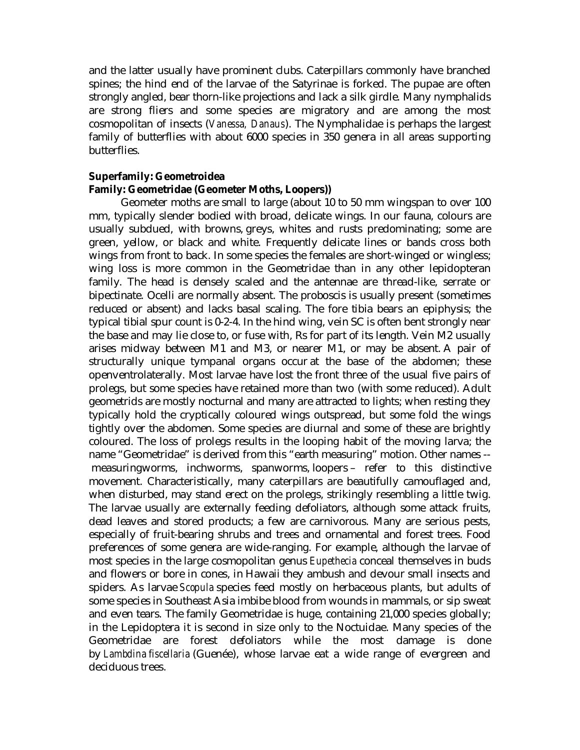and the latter usually have prominent clubs. Caterpillars commonly have branched spines; the hind end of the larvae of the Satyrinae is forked. The pupae are often strongly angled, bear thorn-like projections and lack a silk girdle. Many nymphalids are strong fliers and some species are migratory and are among the most cosmopolitan of insects (*Vanessa, Danaus*). The Nymphalidae is perhaps the largest family of butterflies with about 6000 species in 350 genera in all areas supporting butterflies.

**Superfamily: Geometroidea**

**Family: Geometridae (Geometer Moths, Loopers))**

Geometer moths are small to large (about 10 to 50 mm wingspan to over 100 mm, typically slender bodied with broad, delicate wings. In our fauna, colours are usually subdued, with browns, greys, whites and rusts predominating; some are green, yellow, or black and white. Frequently delicate lines or bands cross both wings from front to back. In some species the females are short-winged or wingless; wing loss is more common in the Geometridae than in any other lepidopteran family. The head is densely scaled and the antennae are thread-like, serrate or bipectinate. Ocelli are normally absent. The proboscis is usually present (sometimes reduced or absent) and lacks basal scaling. The fore tibia bears an epiphysis; the typical tibial spur count is 0-2-4. In the hind wing, vein SC is often bent strongly near the base and may lie close to, or fuse with, Rs for part of its length. Vein M2 usually arises midway between M1 and M3, or nearer M1, or may be absent. A pair of structurally unique tympanal organs occur at the base of the abdomen; these openventrolaterally. Most larvae have lost the front three of the usual five pairs of prolegs, but some species have retained more than two (with some reduced). Adult geometrids are mostly nocturnal and many are attracted to lights; when resting they typically hold the cryptically coloured wings outspread, but some fold the wings tightly over the abdomen. Some species are diurnal and some of these are brightly coloured. The loss of prolegs results in the looping habit of the moving larva; the name "Geometridae" is derived from this "earth measuring" motion. Other names -- measuringworms, inchworms, spanworms, loopers – refer to this distinctive movement. Characteristically, many caterpillars are beautifully camouflaged and, when disturbed, may stand erect on the prolegs, strikingly resembling a little twig. The larvae usually are externally feeding defoliators, although some attack fruits, dead leaves and stored products; a few are carnivorous. Many are serious pests, especially of fruit-bearing shrubs and trees and ornamental and forest trees. Food preferences of some genera are wide-ranging. For example, although the larvae of most species in the large cosmopolitan genus *Eupethecia* conceal themselves in buds and flowers or bore in cones, in Hawaii they ambush and devour small insects and spiders. As larvae *Scopula* species feed mostly on herbaceous plants, but adults of some species in Southeast Asia imbibe blood from wounds in mammals, or sip sweat and even tears. The family Geometridae is huge, containing 21,000 species globally; in the Lepidoptera it is second in size only to the Noctuidae. Many species of the Geometridae are forest defoliators while the most damage is done by *Lambdina fiscellaria* (Guenée), whose larvae eat a wide range of evergreen and deciduous trees.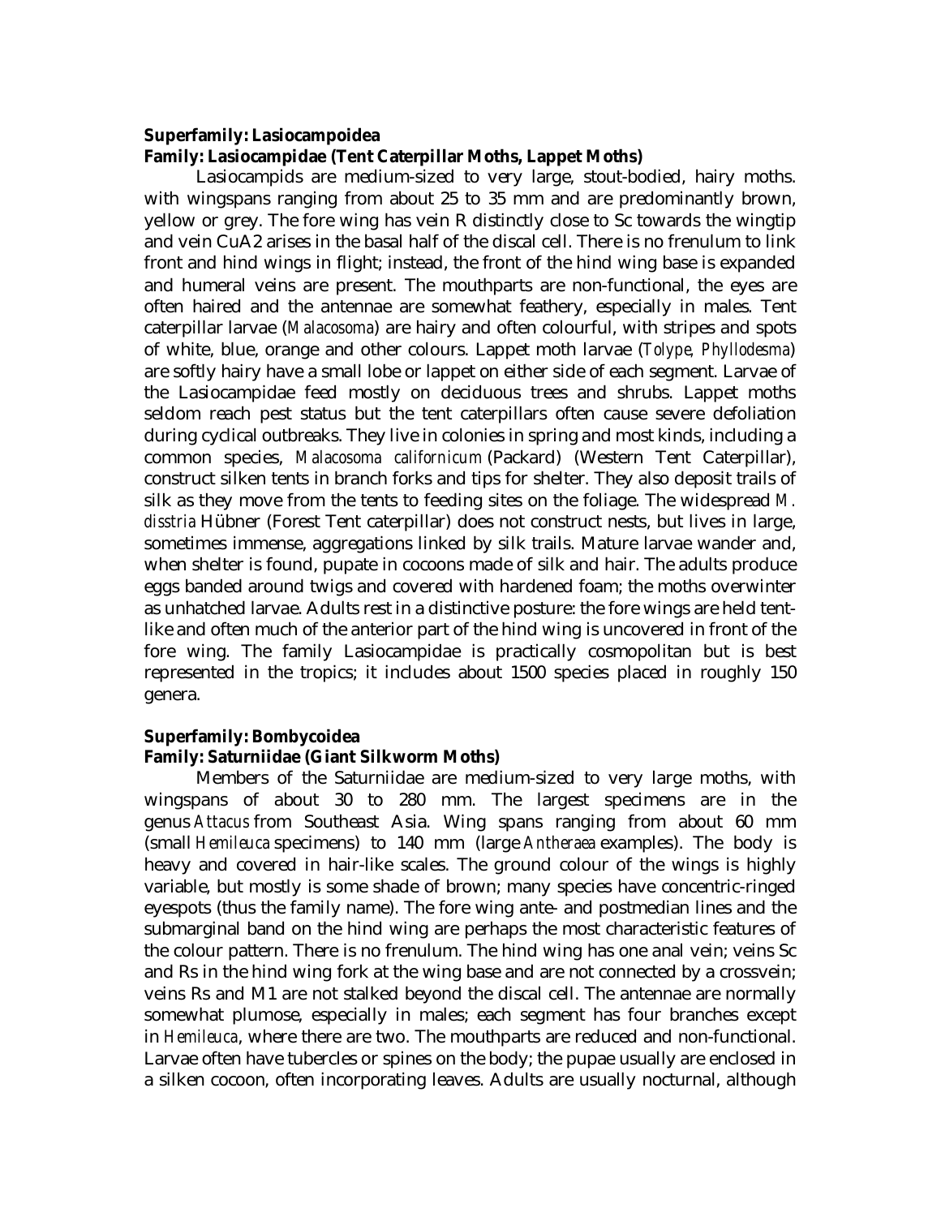**Superfamily: Lasiocampoidea**
**Family: Lasiocampidae (Tent Caterpillar Moths, Lappet Moths)**

Lasiocampids are medium-sized to very large, stout-bodied, hairy moths. with wingspans ranging from about 25 to 35 mm and are predominantly brown, yellow or grey. The fore wing has vein R distinctly close to Sc towards the wingtip and vein CuA2 arises in the basal half of the discal cell. There is no frenulum to link front and hind wings in flight; instead, the front of the hind wing base is expanded and humeral veins are present. The mouthparts are non-functional, the eyes are often haired and the antennae are somewhat feathery, especially in males. Tent caterpillar larvae (*Malacosoma*) are hairy and often colourful, with stripes and spots of white, blue, orange and other colours. Lappet moth larvae (*Tolype*, *Phyllodesma*) are softly hairy have a small lobe or lappet on either side of each segment. Larvae of the Lasiocampidae feed mostly on deciduous trees and shrubs. Lappet moths seldom reach pest status but the tent caterpillars often cause severe defoliation during cyclical outbreaks. They live in colonies in spring and most kinds, including a common species, *Malacosoma californicum* (Packard) (Western Tent Caterpillar), construct silken tents in branch forks and tips for shelter. They also deposit trails of silk as they move from the tents to feeding sites on the foliage. The widespread *M. disstria* Hübner (Forest Tent caterpillar) does not construct nests, but lives in large, sometimes immense, aggregations linked by silk trails. Mature larvae wander and, when shelter is found, pupate in cocoons made of silk and hair. The adults produce eggs banded around twigs and covered with hardened foam; the moths overwinter as unhatched larvae. Adults rest in a distinctive posture: the fore wings are held tent-like and often much of the anterior part of the hind wing is uncovered in front of the fore wing. The family Lasiocampidae is practically cosmopolitan but is best represented in the tropics; it includes about 1500 species placed in roughly 150 genera.

**Superfamily: Bombycoidea**
**Family: Saturniidae (Giant Silkworm Moths)**

Members of the Saturniidae are medium-sized to very large moths, with wingspans of about 30 to 280 mm. The largest specimens are in the genus *Attacus* from Southeast Asia. Wing spans ranging from about 60 mm (small *Hemileuca* specimens) to 140 mm (large *Antheraea* examples). The body is heavy and covered in hair-like scales. The ground colour of the wings is highly variable, but mostly is some shade of brown; many species have concentric-ringed eyespots (thus the family name). The fore wing ante- and postmedian lines and the submarginal band on the hind wing are perhaps the most characteristic features of the colour pattern. There is no frenulum. The hind wing has one anal vein; veins Sc and Rs in the hind wing fork at the wing base and are not connected by a crossvein; veins Rs and M1 are not stalked beyond the discal cell. The antennae are normally somewhat plumose, especially in males; each segment has four branches except in *Hemileuca*, where there are two. The mouthparts are reduced and non-functional. Larvae often have tubercles or spines on the body; the pupae usually are enclosed in a silken cocoon, often incorporating leaves. Adults are usually nocturnal, although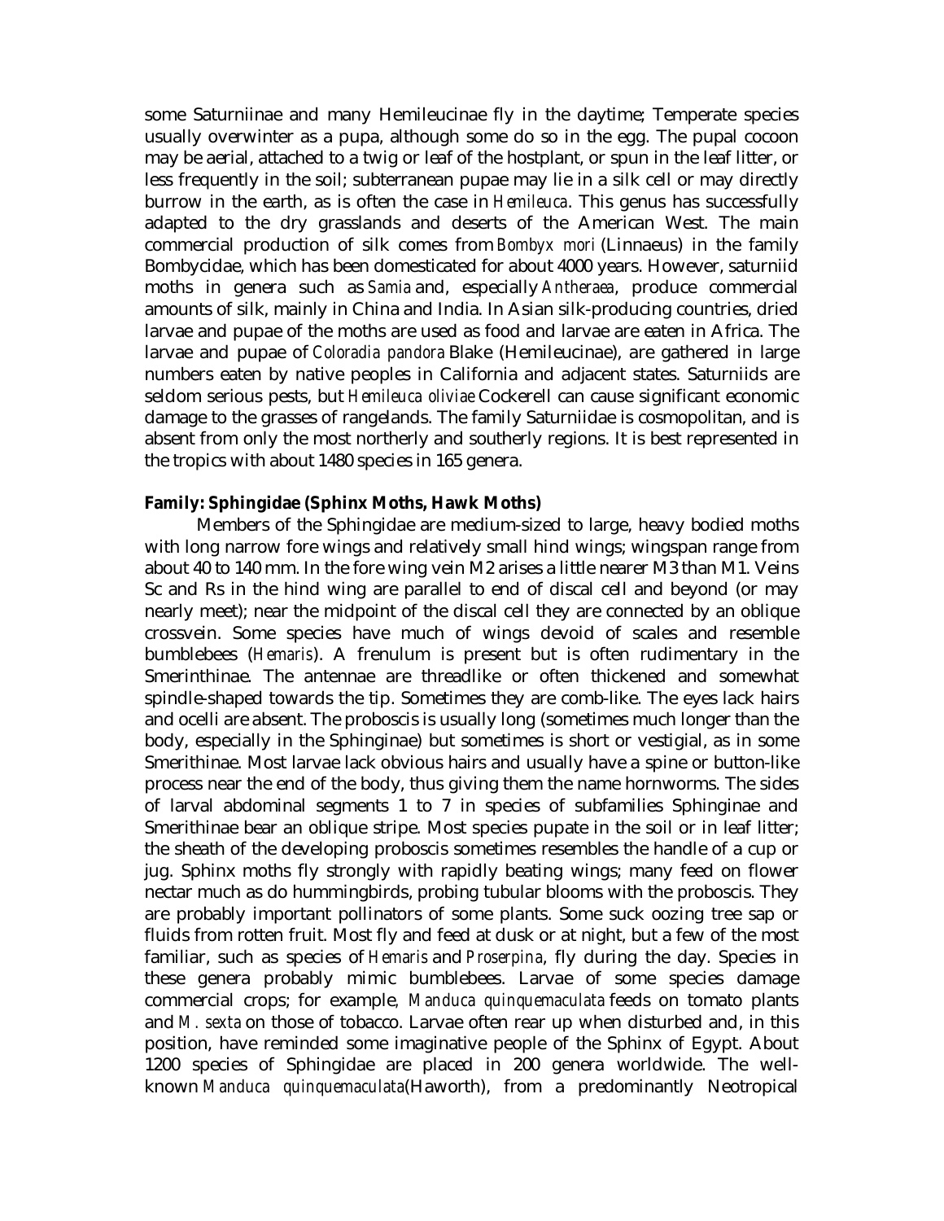some Saturniinae and many Hemileucinae fly in the daytime; Temperate species usually overwinter as a pupa, although some do so in the egg. The pupal cocoon may be aerial, attached to a twig or leaf of the hostplant, or spun in the leaf litter, or less frequently in the soil; subterranean pupae may lie in a silk cell or may directly burrow in the earth, as is often the case in *Hemileuca*. This genus has successfully adapted to the dry grasslands and deserts of the American West. The main commercial production of silk comes from *Bombyx mori* (Linnaeus) in the family Bombycidae, which has been domesticated for about 4000 years. However, saturniid moths in genera such as *Samia* and, especially *Antheraea*, produce commercial amounts of silk, mainly in China and India. In Asian silk-producing countries, dried larvae and pupae of the moths are used as food and larvae are eaten in Africa. The larvae and pupae of *Coloradia pandora* Blake (Hemileucinae), are gathered in large numbers eaten by native peoples in California and adjacent states. Saturniids are seldom serious pests, but *Hemileuca oliviae* Cockerell can cause significant economic damage to the grasses of rangelands. The family Saturniidae is cosmopolitan, and is absent from only the most northerly and southerly regions. It is best represented in the tropics with about 1480 species in 165 genera.

**Family: Sphingidae (Sphinx Moths, Hawk Moths)**

Members of the Sphingidae are medium-sized to large, heavy bodied moths with long narrow fore wings and relatively small hind wings; wingspan range from about 40 to 140 mm. In the fore wing vein M2 arises a little nearer M3 than M1. Veins Sc and Rs in the hind wing are parallel to end of discal cell and beyond (or may nearly meet); near the midpoint of the discal cell they are connected by an oblique crossvein. Some species have much of wings devoid of scales and resemble bumblebees (*Hemaris*). A frenulum is present but is often rudimentary in the Smerinthinae. The antennae are threadlike or often thickened and somewhat spindle-shaped towards the tip. Sometimes they are comb-like. The eyes lack hairs and ocelli are absent. The proboscis is usually long (sometimes much longer than the body, especially in the Sphinginae) but sometimes is short or vestigial, as in some Smerithinae. Most larvae lack obvious hairs and usually have a spine or button-like process near the end of the body, thus giving them the name hornworms. The sides of larval abdominal segments 1 to 7 in species of subfamilies Sphinginae and Smerithinae bear an oblique stripe. Most species pupate in the soil or in leaf litter; the sheath of the developing proboscis sometimes resembles the handle of a cup or jug. Sphinx moths fly strongly with rapidly beating wings; many feed on flower nectar much as do hummingbirds, probing tubular blooms with the proboscis. They are probably important pollinators of some plants. Some suck oozing tree sap or fluids from rotten fruit. Most fly and feed at dusk or at night, but a few of the most familiar, such as species of *Hemaris* and *Proserpina*, fly during the day. Species in these genera probably mimic bumblebees. Larvae of some species damage commercial crops; for example, *Manduca quinquemaculata* feeds on tomato plants and *M. sexta* on those of tobacco. Larvae often rear up when disturbed and, in this position, have reminded some imaginative people of the Sphinx of Egypt. About 1200 species of Sphingidae are placed in 200 genera worldwide. The well-known *Manduca quinquemaculata*(Haworth), from a predominantly Neotropical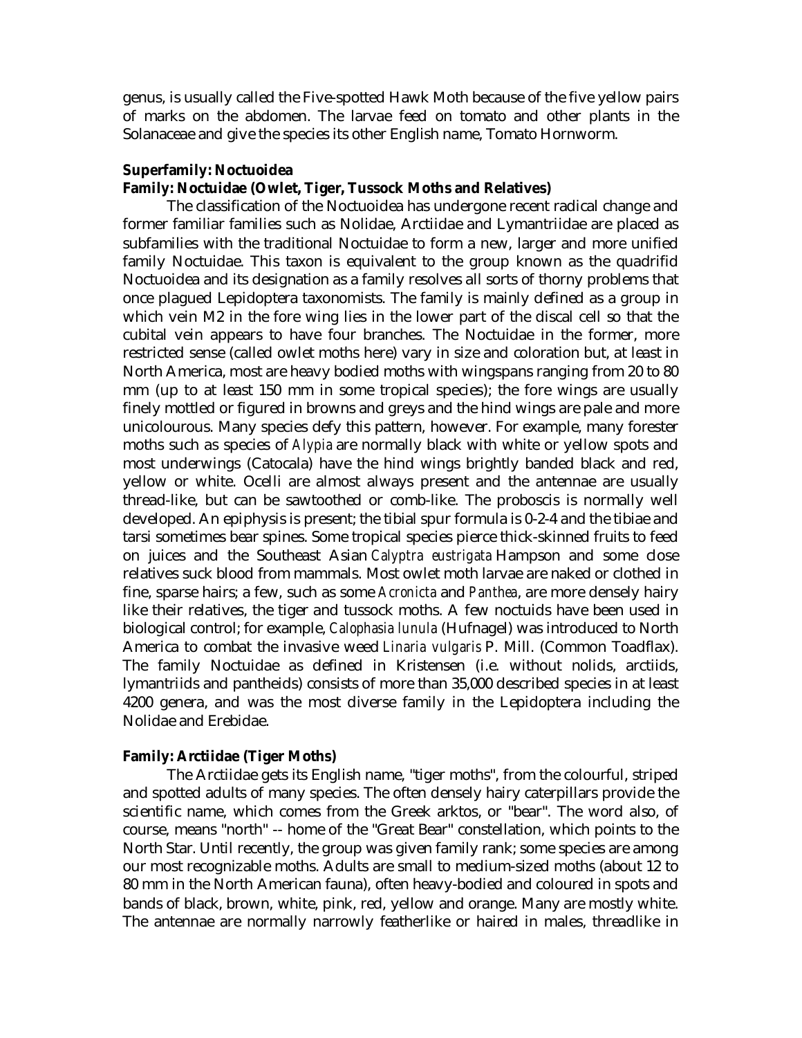genus, is usually called the Five-spotted Hawk Moth because of the five yellow pairs of marks on the abdomen. The larvae feed on tomato and other plants in the Solanaceae and give the species its other English name, Tomato Hornworm.

**Superfamily: Noctuoidea**

**Family: Noctuidae (Owlet, Tiger, Tussock Moths and Relatives)**

The classification of the Noctuoidea has undergone recent radical change and former familiar families such as Nolidae, Arctiidae and Lymantriidae are placed as subfamilies with the traditional Noctuidae to form a new, larger and more unified family Noctuidae. This taxon is equivalent to the group known as the quadrifid Noctuoidea and its designation as a family resolves all sorts of thorny problems that once plagued Lepidoptera taxonomists. The family is mainly defined as a group in which vein M2 in the fore wing lies in the lower part of the discal cell so that the cubital vein appears to have four branches. The Noctuidae in the former, more restricted sense (called owlet moths here) vary in size and coloration but, at least in North America, most are heavy bodied moths with wingspans ranging from 20 to 80 mm (up to at least 150 mm in some tropical species); the fore wings are usually finely mottled or figured in browns and greys and the hind wings are pale and more unicolourous. Many species defy this pattern, however. For example, many forester moths such as species of *Alypia* are normally black with white or yellow spots and most underwings (Catocala) have the hind wings brightly banded black and red, yellow or white. Ocelli are almost always present and the antennae are usually thread-like, but can be sawtoothed or comb-like. The proboscis is normally well developed. An epiphysis is present; the tibial spur formula is 0-2-4 and the tibiae and tarsi sometimes bear spines. Some tropical species pierce thick-skinned fruits to feed on juices and the Southeast Asian *Calyptra eustrigata* Hampson and some close relatives suck blood from mammals. Most owlet moth larvae are naked or clothed in fine, sparse hairs; a few, such as some *Acronicta* and *Panthea*, are more densely hairy like their relatives, the tiger and tussock moths. A few noctuids have been used in biological control; for example, *Calophasia lunula* (Hufnagel) was introduced to North America to combat the invasive weed *Linaria vulgaris* P. Mill. (Common Toadflax). The family Noctuidae as defined in Kristensen (i.e. without nolids, arctiids, lymantriids and pantheids) consists of more than 35,000 described species in at least 4200 genera, and was the most diverse family in the Lepidoptera including the Nolidae and Erebidae.

**Family: Arctiidae (Tiger Moths)**

The Arctiidae gets its English name, "tiger moths", from the colourful, striped and spotted adults of many species. The often densely hairy caterpillars provide the scientific name, which comes from the Greek arktos, or "bear". The word also, of course, means "north" -- home of the "Great Bear" constellation, which points to the North Star. Until recently, the group was given family rank; some species are among our most recognizable moths. Adults are small to medium-sized moths (about 12 to 80 mm in the North American fauna), often heavy-bodied and coloured in spots and bands of black, brown, white, pink, red, yellow and orange. Many are mostly white. The antennae are normally narrowly featherlike or haired in males, threadlike in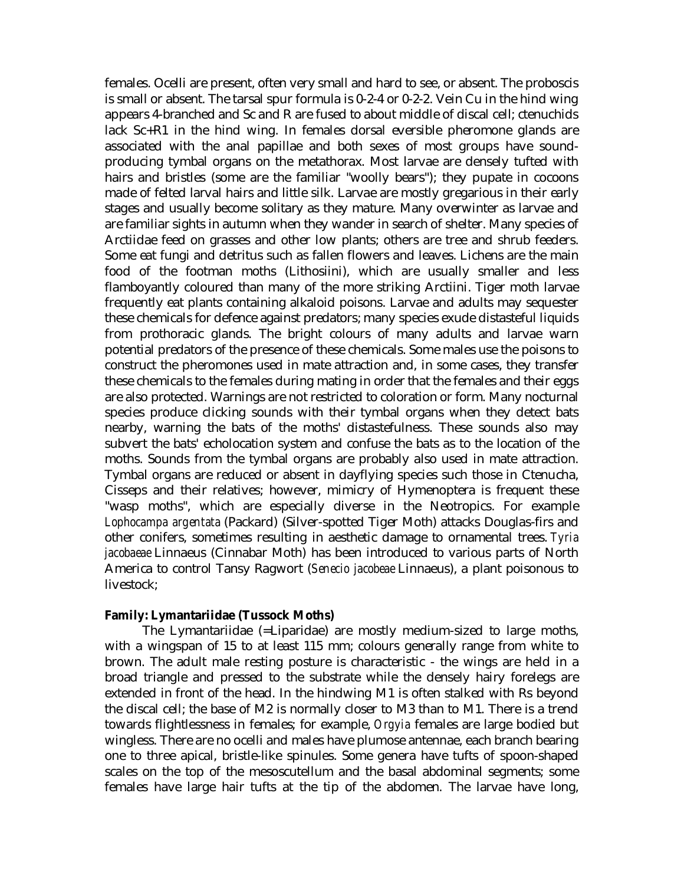females. Ocelli are present, often very small and hard to see, or absent. The proboscis is small or absent. The tarsal spur formula is 0-2-4 or 0-2-2. Vein Cu in the hind wing appears 4-branched and Sc and R are fused to about middle of discal cell; ctenuchids lack Sc+R1 in the hind wing. In females dorsal eversible pheromone glands are associated with the anal papillae and both sexes of most groups have sound-producing tymbal organs on the metathorax. Most larvae are densely tufted with hairs and bristles (some are the familiar "woolly bears"); they pupate in cocoons made of felted larval hairs and little silk. Larvae are mostly gregarious in their early stages and usually become solitary as they mature. Many overwinter as larvae and are familiar sights in autumn when they wander in search of shelter. Many species of Arctiidae feed on grasses and other low plants; others are tree and shrub feeders. Some eat fungi and detritus such as fallen flowers and leaves. Lichens are the main food of the footman moths (Lithosiini), which are usually smaller and less flamboyantly coloured than many of the more striking Arctiini. Tiger moth larvae frequently eat plants containing alkaloid poisons. Larvae and adults may sequester these chemicals for defence against predators; many species exude distasteful liquids from prothoracic glands. The bright colours of many adults and larvae warn potential predators of the presence of these chemicals. Some males use the poisons to construct the pheromones used in mate attraction and, in some cases, they transfer these chemicals to the females during mating in order that the females and their eggs are also protected. Warnings are not restricted to coloration or form. Many nocturnal species produce clicking sounds with their tymbal organs when they detect bats nearby, warning the bats of the moths' distastefulness. These sounds also may subvert the bats' echolocation system and confuse the bats as to the location of the moths. Sounds from the tymbal organs are probably also used in mate attraction. Tymbal organs are reduced or absent in dayflying species such those in Ctenucha, Cisseps and their relatives; however, mimicry of Hymenoptera is frequent these "wasp moths", which are especially diverse in the Neotropics. For example *Lophocampa argentata* (Packard) (Silver-spotted Tiger Moth) attacks Douglas-firs and other conifers, sometimes resulting in aesthetic damage to ornamental trees. *Tyria jacobaeae* Linnaeus (Cinnabar Moth) has been introduced to various parts of North America to control Tansy Ragwort (*Senecio jacobeae* Linnaeus), a plant poisonous to livestock;

**Family: Lymantariidae (Tussock Moths)**

The Lymantariidae (=Liparidae) are mostly medium-sized to large moths, with a wingspan of 15 to at least 115 mm; colours generally range from white to brown. The adult male resting posture is characteristic - the wings are held in a broad triangle and pressed to the substrate while the densely hairy forelegs are extended in front of the head. In the hindwing M1 is often stalked with Rs beyond the discal cell; the base of M2 is normally closer to M3 than to M1. There is a trend towards flightlessness in females; for example, *Orgyia* females are large bodied but wingless. There are no ocelli and males have plumose antennae, each branch bearing one to three apical, bristle-like spinules. Some genera have tufts of spoon-shaped scales on the top of the mesoscutellum and the basal abdominal segments; some females have large hair tufts at the tip of the abdomen. The larvae have long,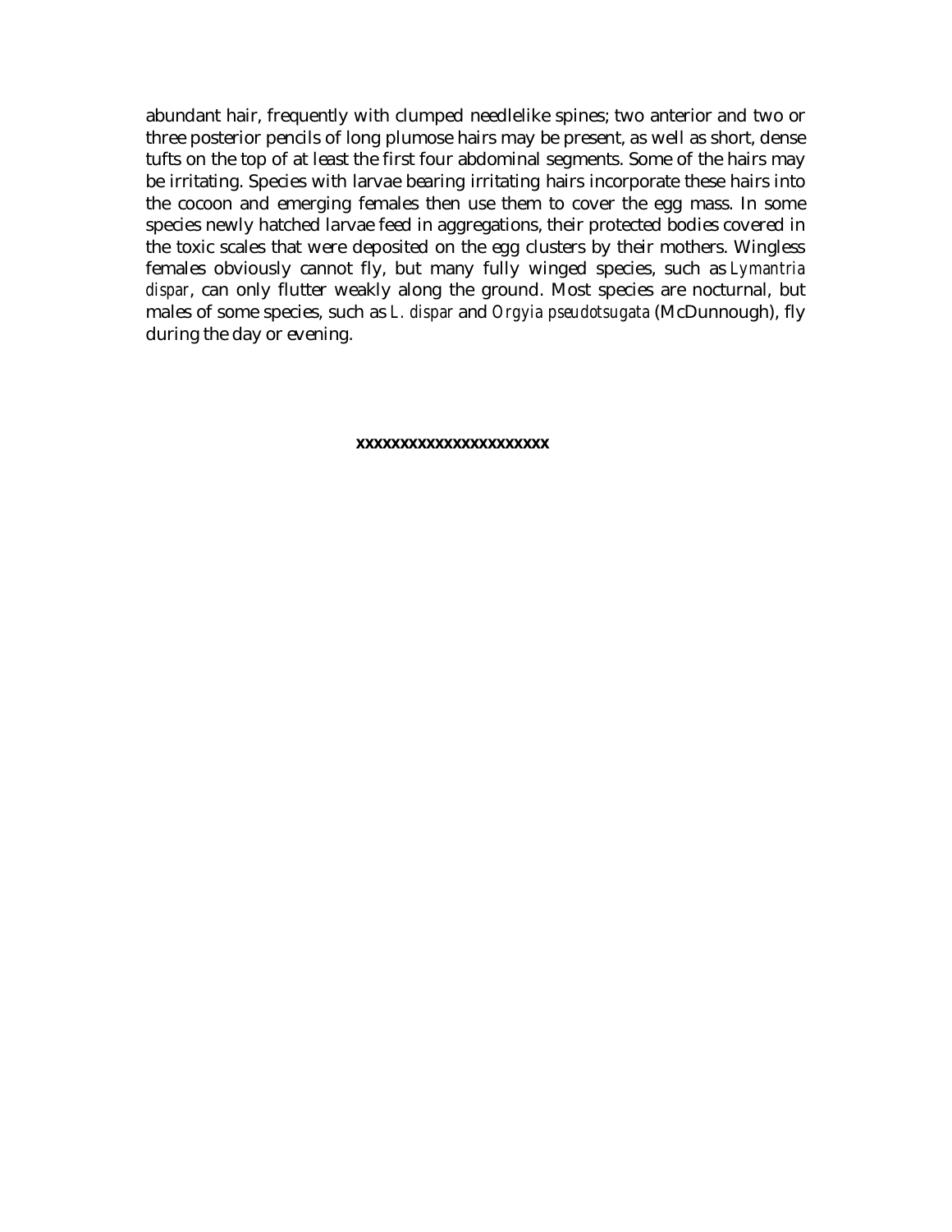abundant hair, frequently with clumped needlelike spines; two anterior and two or three posterior pencils of long plumose hairs may be present, as well as short, dense tufts on the top of at least the first four abdominal segments. Some of the hairs may be irritating. Species with larvae bearing irritating hairs incorporate these hairs into the cocoon and emerging females then use them to cover the egg mass. In some species newly hatched larvae feed in aggregations, their protected bodies covered in the toxic scales that were deposited on the egg clusters by their mothers. Wingless females obviously cannot fly, but many fully winged species, such as *Lymantria dispar*, can only flutter weakly along the ground. Most species are nocturnal, but males of some species, such as *L. dispar* and *Orgyia pseudotsugata* (McDunnough), fly during the day or evening.

**xxxxxxxxxxxxxxxxxxxxxx**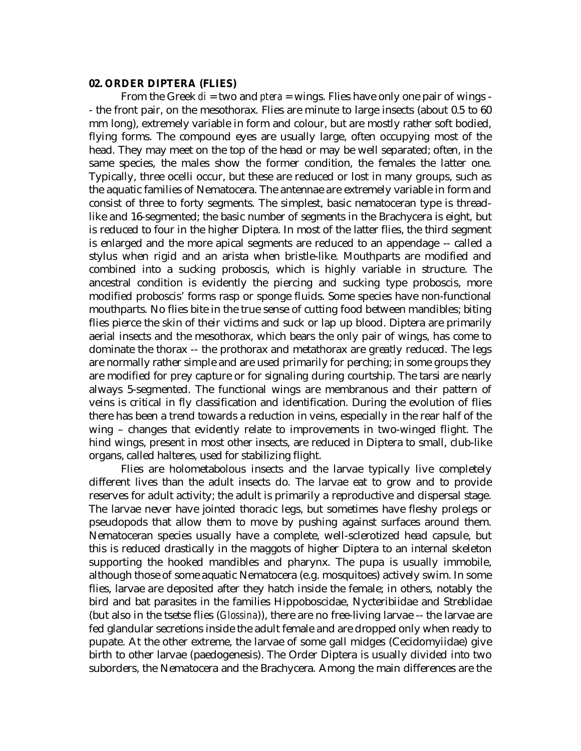**02. ORDER DIPTERA (FLIES)**

From the Greek *di* = two and *ptera* = wings. Flies have only one pair of wings -- the front pair, on the mesothorax. Flies are minute to large insects (about 0.5 to 60 mm long), extremely variable in form and colour, but are mostly rather soft bodied, flying forms. The compound eyes are usually large, often occupying most of the head. They may meet on the top of the head or may be well separated; often, in the same species, the males show the former condition, the females the latter one. Typically, three ocelli occur, but these are reduced or lost in many groups, such as the aquatic families of Nematocera. The antennae are extremely variable in form and consist of three to forty segments. The simplest, basic nematoceran type is thread-like and 16-segmented; the basic number of segments in the Brachycera is eight, but is reduced to four in the higher Diptera. In most of the latter flies, the third segment is enlarged and the more apical segments are reduced to an appendage -- called a stylus when rigid and an arista when bristle-like. Mouthparts are modified and combined into a sucking proboscis, which is highly variable in structure. The ancestral condition is evidently the piercing and sucking type proboscis, more modified proboscis' forms rasp or sponge fluids. Some species have non-functional mouthparts. No flies bite in the true sense of cutting food between mandibles; biting flies pierce the skin of their victims and suck or lap up blood. Diptera are primarily aerial insects and the mesothorax, which bears the only pair of wings, has come to dominate the thorax -- the prothorax and metathorax are greatly reduced. The legs are normally rather simple and are used primarily for perching; in some groups they are modified for prey capture or for signaling during courtship. The tarsi are nearly always 5-segmented. The functional wings are membranous and their pattern of veins is critical in fly classification and identification. During the evolution of flies there has been a trend towards a reduction in veins, especially in the rear half of the wing – changes that evidently relate to improvements in two-winged flight. The hind wings, present in most other insects, are reduced in Diptera to small, club-like organs, called halteres, used for stabilizing flight.

Flies are holometabolous insects and the larvae typically live completely different lives than the adult insects do. The larvae eat to grow and to provide reserves for adult activity; the adult is primarily a reproductive and dispersal stage. The larvae never have jointed thoracic legs, but sometimes have fleshy prolegs or pseudopods that allow them to move by pushing against surfaces around them. Nematoceran species usually have a complete, well-sclerotized head capsule, but this is reduced drastically in the maggots of higher Diptera to an internal skeleton supporting the hooked mandibles and pharynx. The pupa is usually immobile, although those of some aquatic Nematocera (e.g. mosquitoes) actively swim. In some flies, larvae are deposited after they hatch inside the female; in others, notably the bird and bat parasites in the families Hippoboscidae, Nycteribiidae and Streblidae (but also in the tsetse flies (*Glossina*)), there are no free-living larvae -- the larvae are fed glandular secretions inside the adult female and are dropped only when ready to pupate. At the other extreme, the larvae of some gall midges (Cecidomyiidae) give birth to other larvae (paedogenesis). The Order Diptera is usually divided into two suborders, the Nematocera and the Brachycera. Among the main differences are the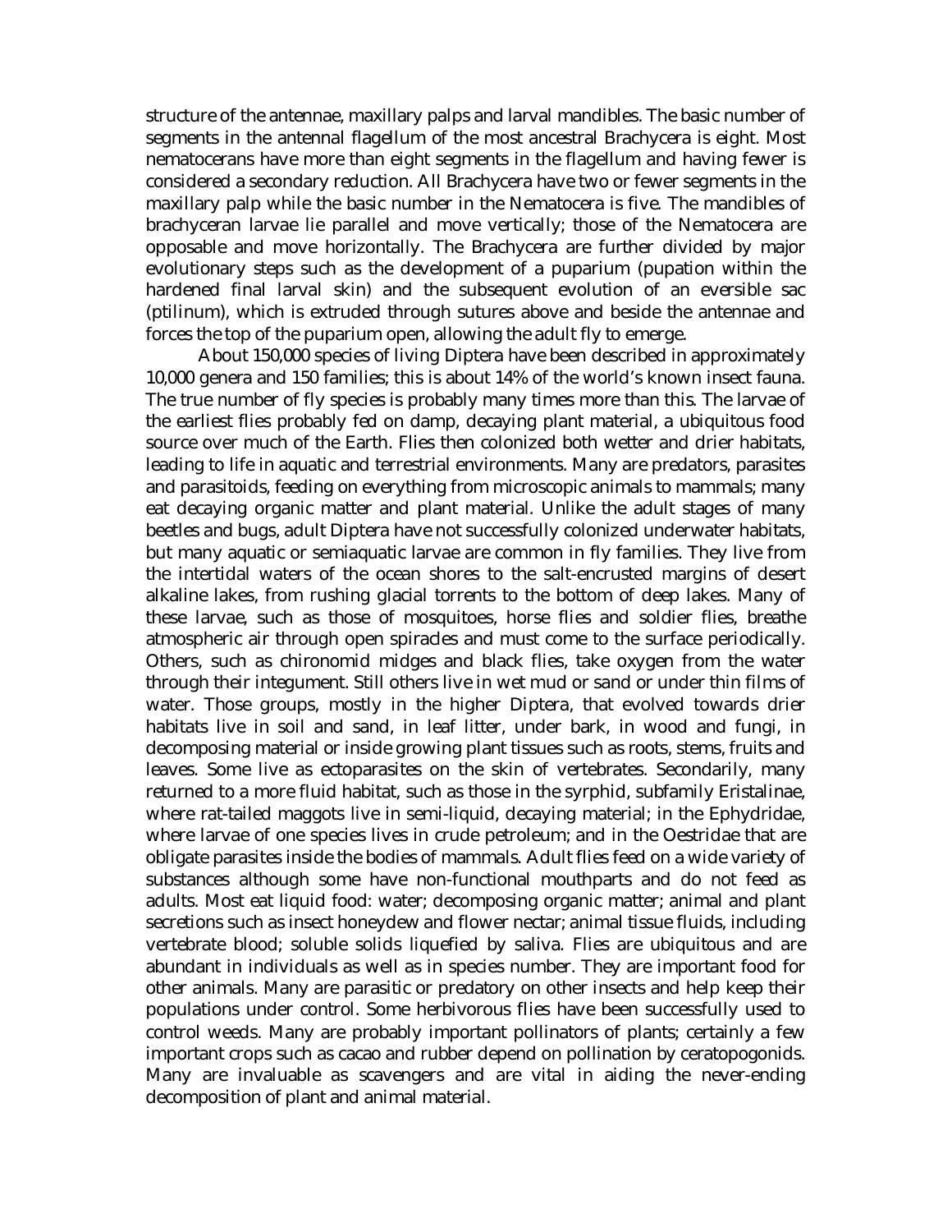structure of the antennae, maxillary palps and larval mandibles. The basic number of segments in the antennal flagellum of the most ancestral Brachycera is eight. Most nematocerans have more than eight segments in the flagellum and having fewer is considered a secondary reduction. All Brachycera have two or fewer segments in the maxillary palp while the basic number in the Nematocera is five. The mandibles of brachyceran larvae lie parallel and move vertically; those of the Nematocera are opposable and move horizontally. The Brachycera are further divided by major evolutionary steps such as the development of a puparium (pupation within the hardened final larval skin) and the subsequent evolution of an eversible sac (ptilinum), which is extruded through sutures above and beside the antennae and forces the top of the puparium open, allowing the adult fly to emerge.

About 150,000 species of living Diptera have been described in approximately 10,000 genera and 150 families; this is about 14% of the world's known insect fauna. The true number of fly species is probably many times more than this. The larvae of the earliest flies probably fed on damp, decaying plant material, a ubiquitous food source over much of the Earth. Flies then colonized both wetter and drier habitats, leading to life in aquatic and terrestrial environments. Many are predators, parasites and parasitoids, feeding on everything from microscopic animals to mammals; many eat decaying organic matter and plant material. Unlike the adult stages of many beetles and bugs, adult Diptera have not successfully colonized underwater habitats, but many aquatic or semiaquatic larvae are common in fly families. They live from the intertidal waters of the ocean shores to the salt-encrusted margins of desert alkaline lakes, from rushing glacial torrents to the bottom of deep lakes. Many of these larvae, such as those of mosquitoes, horse flies and soldier flies, breathe atmospheric air through open spiracles and must come to the surface periodically. Others, such as chironomid midges and black flies, take oxygen from the water through their integument. Still others live in wet mud or sand or under thin films of water. Those groups, mostly in the higher Diptera, that evolved towards drier habitats live in soil and sand, in leaf litter, under bark, in wood and fungi, in decomposing material or inside growing plant tissues such as roots, stems, fruits and leaves. Some live as ectoparasites on the skin of vertebrates. Secondarily, many returned to a more fluid habitat, such as those in the syrphid, subfamily Eristalinae, where rat-tailed maggots live in semi-liquid, decaying material; in the Ephydridae, where larvae of one species lives in crude petroleum; and in the Oestridae that are obligate parasites inside the bodies of mammals. Adult flies feed on a wide variety of substances although some have non-functional mouthparts and do not feed as adults. Most eat liquid food: water; decomposing organic matter; animal and plant secretions such as insect honeydew and flower nectar; animal tissue fluids, including vertebrate blood; soluble solids liquefied by saliva. Flies are ubiquitous and are abundant in individuals as well as in species number. They are important food for other animals. Many are parasitic or predatory on other insects and help keep their populations under control. Some herbivorous flies have been successfully used to control weeds. Many are probably important pollinators of plants; certainly a few important crops such as cacao and rubber depend on pollination by ceratopogonids. Many are invaluable as scavengers and are vital in aiding the never-ending decomposition of plant and animal material.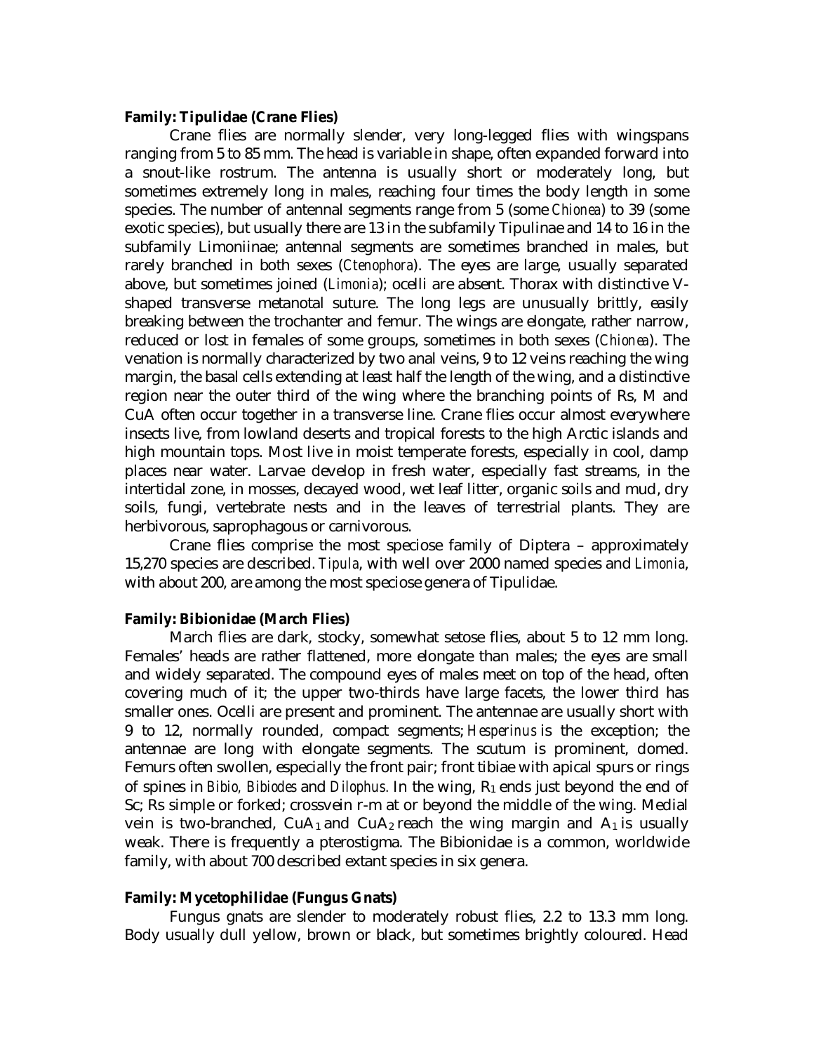**Family: Tipulidae (Crane Flies)**

Crane flies are normally slender, very long-legged flies with wingspans ranging from 5 to 85 mm. The head is variable in shape, often expanded forward into a snout-like rostrum. The antenna is usually short or moderately long, but sometimes extremely long in males, reaching four times the body length in some species. The number of antennal segments range from 5 (some *Chionea*) to 39 (some exotic species), but usually there are 13 in the subfamily Tipulinae and 14 to 16 in the subfamily Limoniinae; antennal segments are sometimes branched in males, but rarely branched in both sexes (*Ctenophora*). The eyes are large, usually separated above, but sometimes joined (*Limonia*); ocelli are absent. Thorax with distinctive V-shaped transverse metanotal suture. The long legs are unusually brittly, easily breaking between the trochanter and femur. The wings are elongate, rather narrow, reduced or lost in females of some groups, sometimes in both sexes (*Chionea*). The venation is normally characterized by two anal veins, 9 to 12 veins reaching the wing margin, the basal cells extending at least half the length of the wing, and a distinctive region near the outer third of the wing where the branching points of Rs, M and CuA often occur together in a transverse line. Crane flies occur almost everywhere insects live, from lowland deserts and tropical forests to the high Arctic islands and high mountain tops. Most live in moist temperate forests, especially in cool, damp places near water. Larvae develop in fresh water, especially fast streams, in the intertidal zone, in mosses, decayed wood, wet leaf litter, organic soils and mud, dry soils, fungi, vertebrate nests and in the leaves of terrestrial plants. They are herbivorous, saprophagous or carnivorous.

Crane flies comprise the most speciose family of Diptera – approximately 15,270 species are described. *Tipula*, with well over 2000 named species and *Limonia*, with about 200, are among the most speciose genera of Tipulidae.

**Family: Bibionidae (March Flies)**

March flies are dark, stocky, somewhat setose flies, about 5 to 12 mm long. Females' heads are rather flattened, more elongate than males; the eyes are small and widely separated. The compound eyes of males meet on top of the head, often covering much of it; the upper two-thirds have large facets, the lower third has smaller ones. Ocelli are present and prominent. The antennae are usually short with 9 to 12, normally rounded, compact segments; *Hesperinus* is the exception; the antennae are long with elongate segments. The scutum is prominent, domed. Femurs often swollen, especially the front pair; front tibiae with apical spurs or rings of spines in *Bibio, Bibiodes* and *Dilophus.* In the wing, $R_1$ ends just beyond the end of Sc; Rs simple or forked; crossvein r-m at or beyond the middle of the wing. Medial vein is two-branched, $CuA_1$ and $CuA_2$ reach the wing margin and $A_1$ is usually weak. There is frequently a pterostigma. The Bibionidae is a common, worldwide family, with about 700 described extant species in six genera.

**Family: Mycetophilidae (Fungus Gnats)**

Fungus gnats are slender to moderately robust flies, 2.2 to 13.3 mm long. Body usually dull yellow, brown or black, but sometimes brightly coloured. Head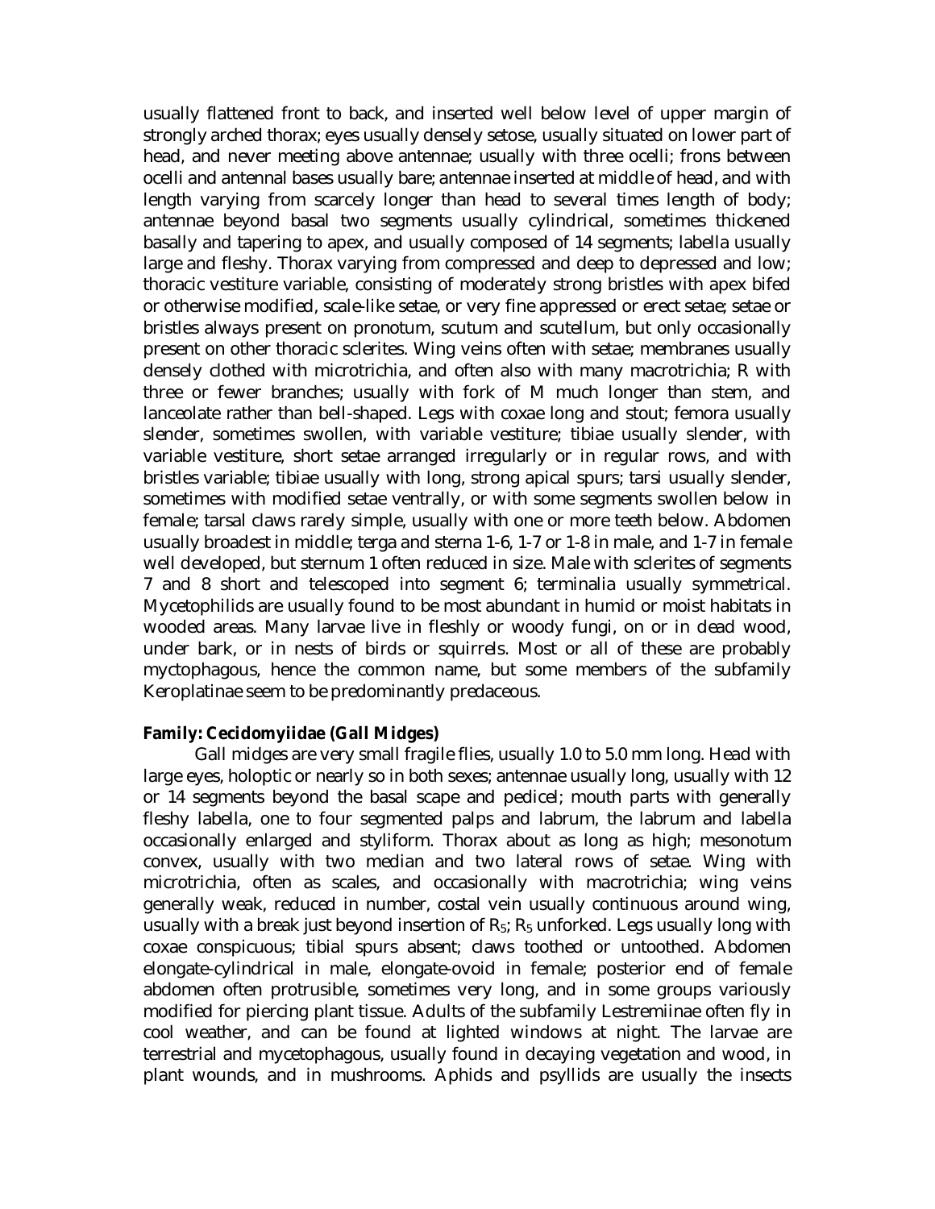usually flattened front to back, and inserted well below level of upper margin of strongly arched thorax; eyes usually densely setose, usually situated on lower part of head, and never meeting above antennae; usually with three ocelli; frons between ocelli and antennal bases usually bare; antennae inserted at middle of head, and with length varying from scarcely longer than head to several times length of body; antennae beyond basal two segments usually cylindrical, sometimes thickened basally and tapering to apex, and usually composed of 14 segments; labella usually large and fleshy. Thorax varying from compressed and deep to depressed and low; thoracic vestiture variable, consisting of moderately strong bristles with apex bifed or otherwise modified, scale-like setae, or very fine appressed or erect setae; setae or bristles always present on pronotum, scutum and scutellum, but only occasionally present on other thoracic sclerites. Wing veins often with setae; membranes usually densely clothed with microtrichia, and often also with many macrotrichia; R with three or fewer branches; usually with fork of M much longer than stem, and lanceolate rather than bell-shaped. Legs with coxae long and stout; femora usually slender, sometimes swollen, with variable vestiture; tibiae usually slender, with variable vestiture, short setae arranged irregularly or in regular rows, and with bristles variable; tibiae usually with long, strong apical spurs; tarsi usually slender, sometimes with modified setae ventrally, or with some segments swollen below in female; tarsal claws rarely simple, usually with one or more teeth below. Abdomen usually broadest in middle; terga and sterna 1-6, 1-7 or 1-8 in male, and 1-7 in female well developed, but sternum 1 often reduced in size. Male with sclerites of segments 7 and 8 short and telescoped into segment 6; terminalia usually symmetrical. Mycetophilids are usually found to be most abundant in humid or moist habitats in wooded areas. Many larvae live in fleshly or woody fungi, on or in dead wood, under bark, or in nests of birds or squirrels. Most or all of these are probably myctophagous, hence the common name, but some members of the subfamily Keroplatinae seem to be predominantly predaceous.

**Family: Cecidomyiidae (Gall Midges)**

Gall midges are very small fragile flies, usually 1.0 to 5.0 mm long. Head with large eyes, holoptic or nearly so in both sexes; antennae usually long, usually with 12 or 14 segments beyond the basal scape and pedicel; mouth parts with generally fleshy labella, one to four segmented palps and labrum, the labrum and labella occasionally enlarged and styliform. Thorax about as long as high; mesonotum convex, usually with two median and two lateral rows of setae. Wing with microtrichia, often as scales, and occasionally with macrotrichia; wing veins generally weak, reduced in number, costal vein usually continuous around wing, usually with a break just beyond insertion of $R_5$; $R_5$ unforked. Legs usually long with coxae conspicuous; tibial spurs absent; claws toothed or untoothed. Abdomen elongate-cylindrical in male, elongate-ovoid in female; posterior end of female abdomen often protrusible, sometimes very long, and in some groups variously modified for piercing plant tissue. Adults of the subfamily Lestremiinae often fly in cool weather, and can be found at lighted windows at night. The larvae are terrestrial and mycetophagous, usually found in decaying vegetation and wood, in plant wounds, and in mushrooms. Aphids and psyllids are usually the insects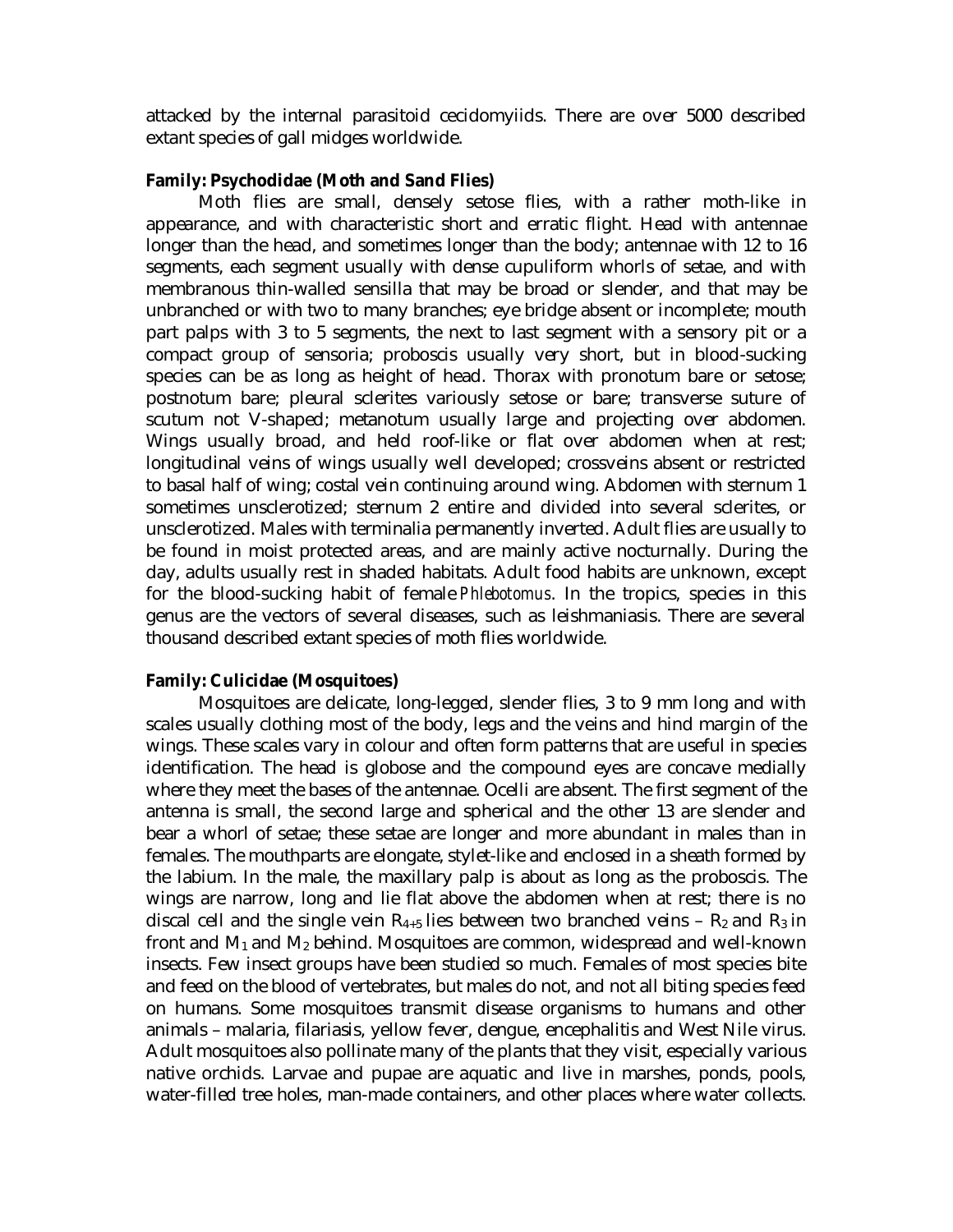attacked by the internal parasitoid cecidomyiids. There are over 5000 described extant species of gall midges worldwide.

**Family: Psychodidae (Moth and Sand Flies)**

Moth flies are small, densely setose flies, with a rather moth-like in appearance, and with characteristic short and erratic flight. Head with antennae longer than the head, and sometimes longer than the body; antennae with 12 to 16 segments, each segment usually with dense cupuliform whorls of setae, and with membranous thin-walled sensilla that may be broad or slender, and that may be unbranched or with two to many branches; eye bridge absent or incomplete; mouth part palps with 3 to 5 segments, the next to last segment with a sensory pit or a compact group of sensoria; proboscis usually very short, but in blood-sucking species can be as long as height of head. Thorax with pronotum bare or setose; postnotum bare; pleural sclerites variously setose or bare; transverse suture of scutum not V-shaped; metanotum usually large and projecting over abdomen. Wings usually broad, and held roof-like or flat over abdomen when at rest; longitudinal veins of wings usually well developed; crossveins absent or restricted to basal half of wing; costal vein continuing around wing. Abdomen with sternum 1 sometimes unsclerotized; sternum 2 entire and divided into several sclerites, or unsclerotized. Males with terminalia permanently inverted. Adult flies are usually to be found in moist protected areas, and are mainly active nocturnally. During the day, adults usually rest in shaded habitats. Adult food habits are unknown, except for the blood-sucking habit of female *Phlebotomus*. In the tropics, species in this genus are the vectors of several diseases, such as leishmaniasis. There are several thousand described extant species of moth flies worldwide.

**Family: Culicidae (Mosquitoes)**

Mosquitoes are delicate, long-legged, slender flies, 3 to 9 mm long and with scales usually clothing most of the body, legs and the veins and hind margin of the wings. These scales vary in colour and often form patterns that are useful in species identification. The head is globose and the compound eyes are concave medially where they meet the bases of the antennae. Ocelli are absent. The first segment of the antenna is small, the second large and spherical and the other 13 are slender and bear a whorl of setae; these setae are longer and more abundant in males than in females. The mouthparts are elongate, stylet-like and enclosed in a sheath formed by the labium. In the male, the maxillary palp is about as long as the proboscis. The wings are narrow, long and lie flat above the abdomen when at rest; there is no discal cell and the single vein $R_{4+5}$ lies between two branched veins – $R_2$ and $R_3$ in front and $M_1$ and $M_2$ behind. Mosquitoes are common, widespread and well-known insects. Few insect groups have been studied so much. Females of most species bite and feed on the blood of vertebrates, but males do not, and not all biting species feed on humans. Some mosquitoes transmit disease organisms to humans and other animals – malaria, filariasis, yellow fever, dengue, encephalitis and West Nile virus. Adult mosquitoes also pollinate many of the plants that they visit, especially various native orchids. Larvae and pupae are aquatic and live in marshes, ponds, pools, water-filled tree holes, man-made containers, and other places where water collects.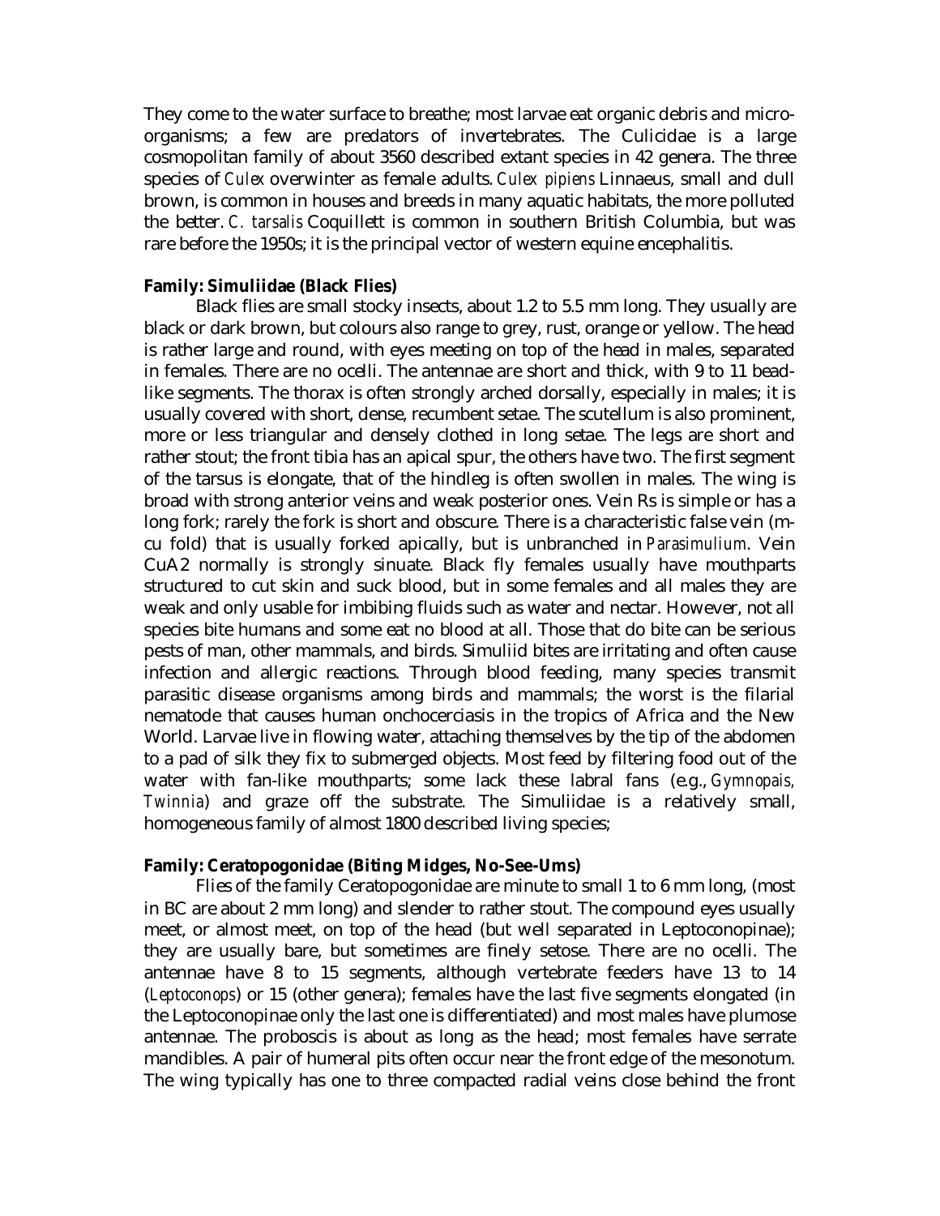They come to the water surface to breathe; most larvae eat organic debris and micro-organisms; a few are predators of invertebrates. The Culicidae is a large cosmopolitan family of about 3560 described extant species in 42 genera. The three species of *Culex* overwinter as female adults. *Culex pipiens* Linnaeus, small and dull brown, is common in houses and breeds in many aquatic habitats, the more polluted the better. *C. tarsalis* Coquillett is common in southern British Columbia, but was rare before the 1950s; it is the principal vector of western equine encephalitis.

**Family: Simuliidae (Black Flies)**

Black flies are small stocky insects, about 1.2 to 5.5 mm long. They usually are black or dark brown, but colours also range to grey, rust, orange or yellow. The head is rather large and round, with eyes meeting on top of the head in males, separated in females. There are no ocelli. The antennae are short and thick, with 9 to 11 bead-like segments. The thorax is often strongly arched dorsally, especially in males; it is usually covered with short, dense, recumbent setae. The scutellum is also prominent, more or less triangular and densely clothed in long setae. The legs are short and rather stout; the front tibia has an apical spur, the others have two. The first segment of the tarsus is elongate, that of the hindleg is often swollen in males. The wing is broad with strong anterior veins and weak posterior ones. Vein Rs is simple or has a long fork; rarely the fork is short and obscure. There is a characteristic false vein (m-cu fold) that is usually forked apically, but is unbranched in *Parasimulium*. Vein CuA2 normally is strongly sinuate. Black fly females usually have mouthparts structured to cut skin and suck blood, but in some females and all males they are weak and only usable for imbibing fluids such as water and nectar. However, not all species bite humans and some eat no blood at all. Those that do bite can be serious pests of man, other mammals, and birds. Simuliid bites are irritating and often cause infection and allergic reactions. Through blood feeding, many species transmit parasitic disease organisms among birds and mammals; the worst is the filarial nematode that causes human onchocerciasis in the tropics of Africa and the New World. Larvae live in flowing water, attaching themselves by the tip of the abdomen to a pad of silk they fix to submerged objects. Most feed by filtering food out of the water with fan-like mouthparts; some lack these labral fans (e.g., *Gymnopais, Twinnia*) and graze off the substrate. The Simuliidae is a relatively small, homogeneous family of almost 1800 described living species;

**Family: Ceratopogonidae (Biting Midges, No-See-Ums)**

Flies of the family Ceratopogonidae are minute to small 1 to 6 mm long, (most in BC are about 2 mm long) and slender to rather stout. The compound eyes usually meet, or almost meet, on top of the head (but well separated in Leptoconopinae); they are usually bare, but sometimes are finely setose. There are no ocelli. The antennae have 8 to 15 segments, although vertebrate feeders have 13 to 14 (*Leptoconops*) or 15 (other genera); females have the last five segments elongated (in the Leptoconopinae only the last one is differentiated) and most males have plumose antennae. The proboscis is about as long as the head; most females have serrate mandibles. A pair of humeral pits often occur near the front edge of the mesonotum. The wing typically has one to three compacted radial veins close behind the front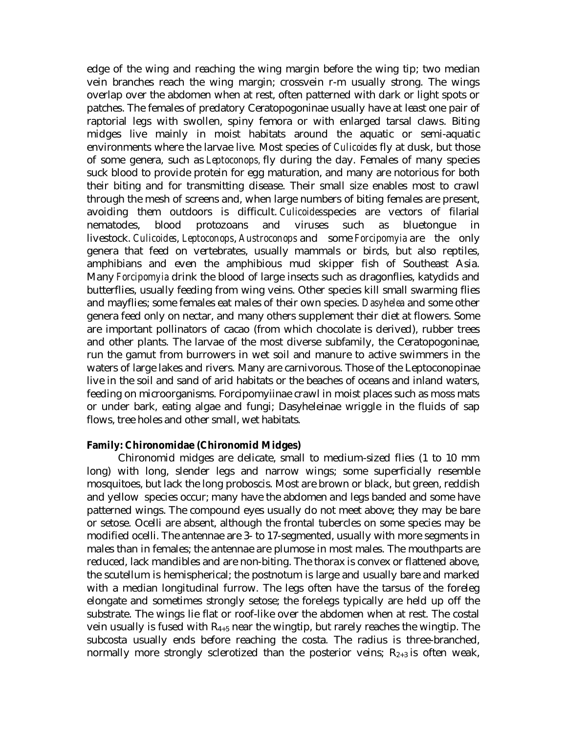edge of the wing and reaching the wing margin before the wing tip; two median vein branches reach the wing margin; crossvein r-m usually strong. The wings overlap over the abdomen when at rest, often patterned with dark or light spots or patches. The females of predatory Ceratopogoninae usually have at least one pair of raptorial legs with swollen, spiny femora or with enlarged tarsal claws. Biting midges live mainly in moist habitats around the aquatic or semi-aquatic environments where the larvae live. Most species of *Culicoides* fly at dusk, but those of some genera, such as *Leptoconops*, fly during the day. Females of many species suck blood to provide protein for egg maturation, and many are notorious for both their biting and for transmitting disease. Their small size enables most to crawl through the mesh of screens and, when large numbers of biting females are present, avoiding them outdoors is difficult. *Culicoides*species are vectors of filarial nematodes, blood protozoans and viruses such as bluetongue in livestock. *Culicoides*, *Leptoconops*, *Austroconops* and some *Forcipomyia* are the only genera that feed on vertebrates, usually mammals or birds, but also reptiles, amphibians and even the amphibious mud skipper fish of Southeast Asia. Many *Forcipomyia* drink the blood of large insects such as dragonflies, katydids and butterflies, usually feeding from wing veins. Other species kill small swarming flies and mayflies; some females eat males of their own species. *Dasyhelea* and some other genera feed only on nectar, and many others supplement their diet at flowers. Some are important pollinators of cacao (from which chocolate is derived), rubber trees and other plants. The larvae of the most diverse subfamily, the Ceratopogoninae, run the gamut from burrowers in wet soil and manure to active swimmers in the waters of large lakes and rivers. Many are carnivorous. Those of the Leptoconopinae live in the soil and sand of arid habitats or the beaches of oceans and inland waters, feeding on microorganisms. Forcipomyiinae crawl in moist places such as moss mats or under bark, eating algae and fungi; Dasyheleinae wriggle in the fluids of sap flows, tree holes and other small, wet habitats.

**Family: Chironomidae (Chironomid Midges)**

Chironomid midges are delicate, small to medium-sized flies (1 to 10 mm long) with long, slender legs and narrow wings; some superficially resemble mosquitoes, but lack the long proboscis. Most are brown or black, but green, reddish and yellow species occur; many have the abdomen and legs banded and some have patterned wings. The compound eyes usually do not meet above; they may be bare or setose. Ocelli are absent, although the frontal tubercles on some species may be modified ocelli. The antennae are 3- to 17-segmented, usually with more segments in males than in females; the antennae are plumose in most males. The mouthparts are reduced, lack mandibles and are non-biting. The thorax is convex or flattened above, the scutellum is hemispherical; the postnotum is large and usually bare and marked with a median longitudinal furrow. The legs often have the tarsus of the foreleg elongate and sometimes strongly setose; the forelegs typically are held up off the substrate. The wings lie flat or roof-like over the abdomen when at rest. The costal vein usually is fused with $R_{4+5}$ near the wingtip, but rarely reaches the wingtip. The subcosta usually ends before reaching the costa. The radius is three-branched, normally more strongly sclerotized than the posterior veins; $R_{2+3}$ is often weak,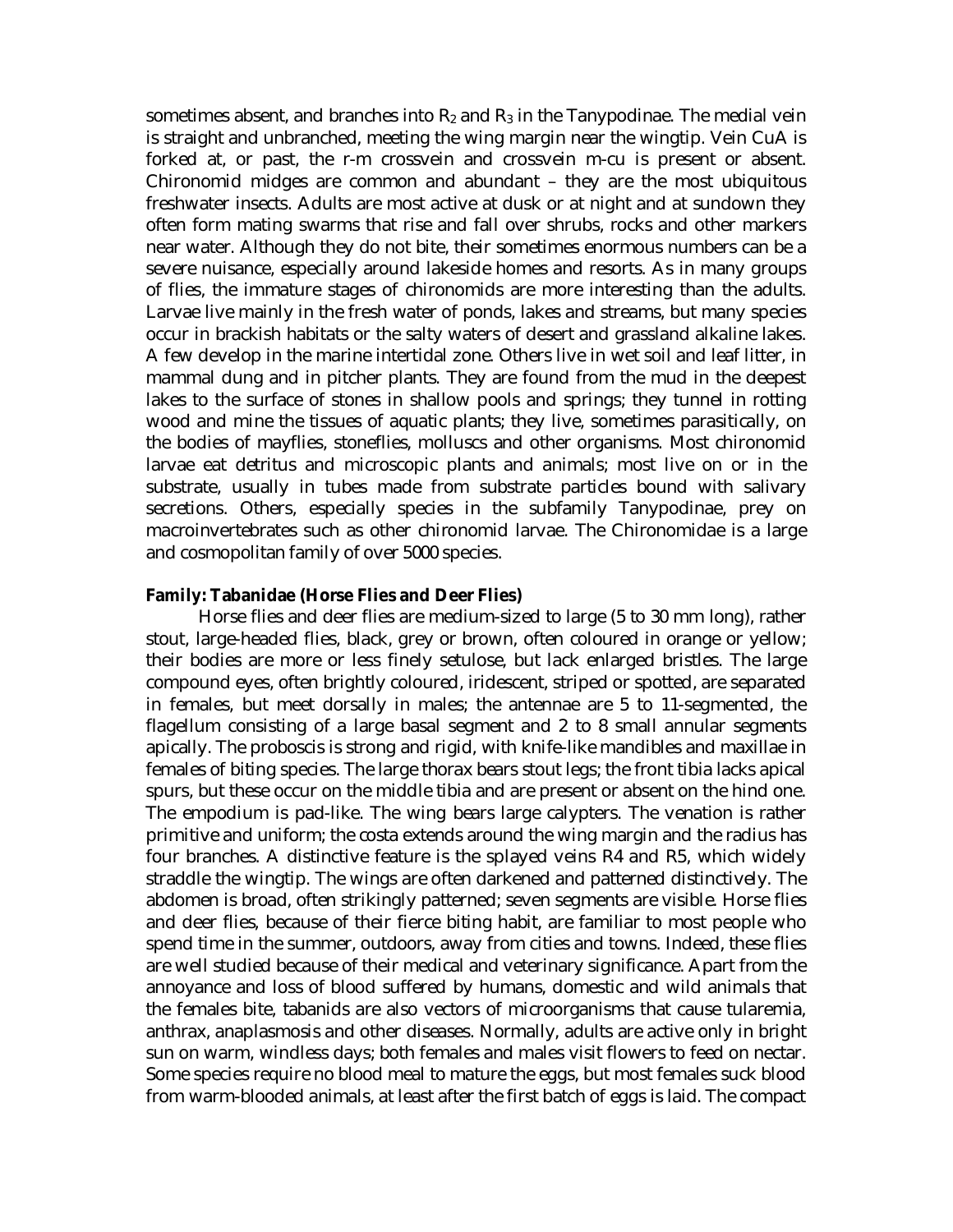sometimes absent, and branches into $R_2$ and $R_3$ in the Tanypodinae. The medial vein is straight and unbranched, meeting the wing margin near the wingtip. Vein CuA is forked at, or past, the r-m crossvein and crossvein m-cu is present or absent. Chironomid midges are common and abundant – they are the most ubiquitous freshwater insects. Adults are most active at dusk or at night and at sundown they often form mating swarms that rise and fall over shrubs, rocks and other markers near water. Although they do not bite, their sometimes enormous numbers can be a severe nuisance, especially around lakeside homes and resorts. As in many groups of flies, the immature stages of chironomids are more interesting than the adults. Larvae live mainly in the fresh water of ponds, lakes and streams, but many species occur in brackish habitats or the salty waters of desert and grassland alkaline lakes. A few develop in the marine intertidal zone. Others live in wet soil and leaf litter, in mammal dung and in pitcher plants. They are found from the mud in the deepest lakes to the surface of stones in shallow pools and springs; they tunnel in rotting wood and mine the tissues of aquatic plants; they live, sometimes parasitically, on the bodies of mayflies, stoneflies, molluscs and other organisms. Most chironomid larvae eat detritus and microscopic plants and animals; most live on or in the substrate, usually in tubes made from substrate particles bound with salivary secretions. Others, especially species in the subfamily Tanypodinae, prey on macroinvertebrates such as other chironomid larvae. The Chironomidae is a large and cosmopolitan family of over 5000 species.

**Family: Tabanidae (Horse Flies and Deer Flies)**

Horse flies and deer flies are medium-sized to large (5 to 30 mm long), rather stout, large-headed flies, black, grey or brown, often coloured in orange or yellow; their bodies are more or less finely setulose, but lack enlarged bristles. The large compound eyes, often brightly coloured, iridescent, striped or spotted, are separated in females, but meet dorsally in males; the antennae are 5 to 11-segmented, the flagellum consisting of a large basal segment and 2 to 8 small annular segments apically. The proboscis is strong and rigid, with knife-like mandibles and maxillae in females of biting species. The large thorax bears stout legs; the front tibia lacks apical spurs, but these occur on the middle tibia and are present or absent on the hind one. The empodium is pad-like. The wing bears large calypters. The venation is rather primitive and uniform; the costa extends around the wing margin and the radius has four branches. A distinctive feature is the splayed veins R4 and R5, which widely straddle the wingtip. The wings are often darkened and patterned distinctively. The abdomen is broad, often strikingly patterned; seven segments are visible. Horse flies and deer flies, because of their fierce biting habit, are familiar to most people who spend time in the summer, outdoors, away from cities and towns. Indeed, these flies are well studied because of their medical and veterinary significance. Apart from the annoyance and loss of blood suffered by humans, domestic and wild animals that the females bite, tabanids are also vectors of microorganisms that cause tularemia, anthrax, anaplasmosis and other diseases. Normally, adults are active only in bright sun on warm, windless days; both females and males visit flowers to feed on nectar. Some species require no blood meal to mature the eggs, but most females suck blood from warm-blooded animals, at least after the first batch of eggs is laid. The compact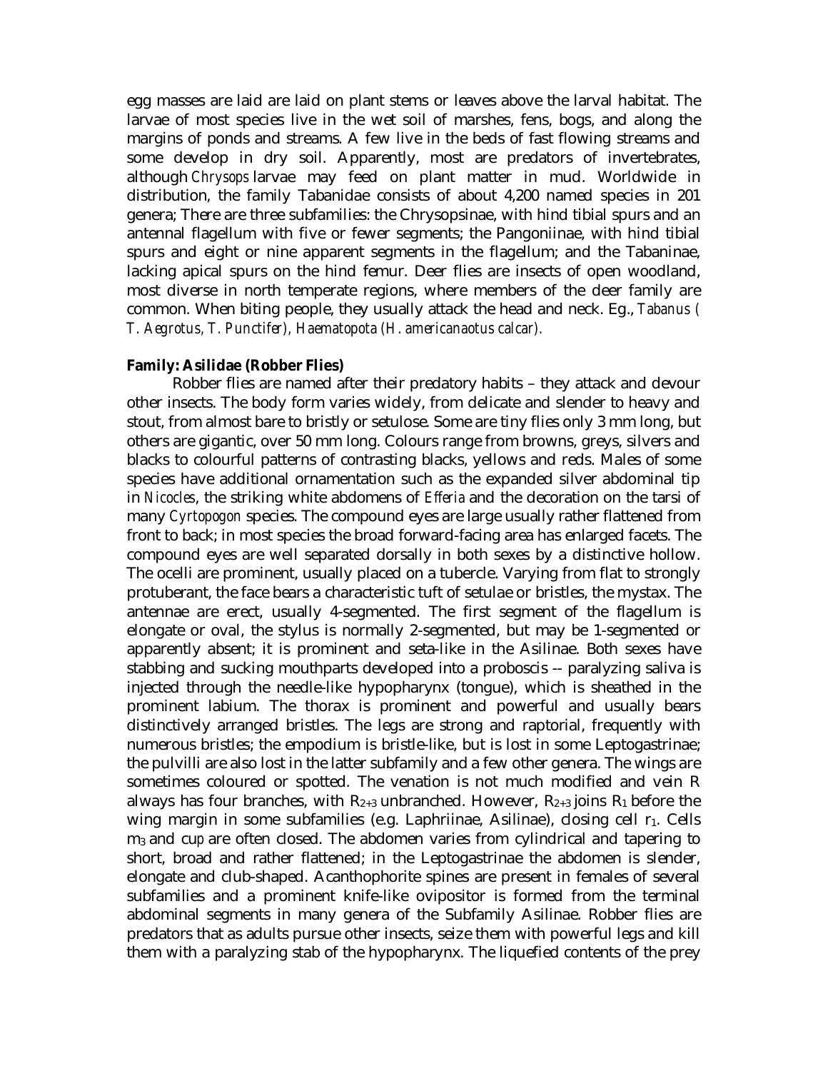egg masses are laid are laid on plant stems or leaves above the larval habitat. The larvae of most species live in the wet soil of marshes, fens, bogs, and along the margins of ponds and streams. A few live in the beds of fast flowing streams and some develop in dry soil. Apparently, most are predators of invertebrates, although *Chrysops* larvae may feed on plant matter in mud. Worldwide in distribution, the family Tabanidae consists of about 4,200 named species in 201 genera; There are three subfamilies: the Chrysopsinae, with hind tibial spurs and an antennal flagellum with five or fewer segments; the Pangoniinae, with hind tibial spurs and eight or nine apparent segments in the flagellum; and the Tabaninae, lacking apical spurs on the hind femur. Deer flies are insects of open woodland, most diverse in north temperate regions, where members of the deer family are common. When biting people, they usually attack the head and neck. Eg., *Tabanus ( T. Aegrotus, T. Punctifer), Haematopota (H. americanaotus calcar).*

**Family: Asilidae (Robber Flies)**

Robber flies are named after their predatory habits – they attack and devour other insects. The body form varies widely, from delicate and slender to heavy and stout, from almost bare to bristly or setulose. Some are tiny flies only 3 mm long, but others are gigantic, over 50 mm long. Colours range from browns, greys, silvers and blacks to colourful patterns of contrasting blacks, yellows and reds. Males of some species have additional ornamentation such as the expanded silver abdominal tip in *Nicocles*, the striking white abdomens of *Efferia* and the decoration on the tarsi of many *Cyrtopogon* species. The compound eyes are large usually rather flattened from front to back; in most species the broad forward-facing area has enlarged facets. The compound eyes are well separated dorsally in both sexes by a distinctive hollow. The ocelli are prominent, usually placed on a tubercle. Varying from flat to strongly protuberant, the face bears a characteristic tuft of setulae or bristles, the mystax. The antennae are erect, usually 4-segmented. The first segment of the flagellum is elongate or oval, the stylus is normally 2-segmented, but may be 1-segmented or apparently absent; it is prominent and seta-like in the Asilinae. Both sexes have stabbing and sucking mouthparts developed into a proboscis -- paralyzing saliva is injected through the needle-like hypopharynx (tongue), which is sheathed in the prominent labium. The thorax is prominent and powerful and usually bears distinctively arranged bristles. The legs are strong and raptorial, frequently with numerous bristles; the empodium is bristle-like, but is lost in some Leptogastrinae; the pulvilli are also lost in the latter subfamily and a few other genera. The wings are sometimes coloured or spotted. The venation is not much modified and vein R always has four branches, with $R_{2+3}$ unbranched. However, $R_{2+3}$ joins $R_1$ before the wing margin in some subfamilies (e.g. Laphriinae, Asilinae), closing cell $r_1$. Cells $m_3$ and cup are often closed. The abdomen varies from cylindrical and tapering to short, broad and rather flattened; in the Leptogastrinae the abdomen is slender, elongate and club-shaped. Acanthophorite spines are present in females of several subfamilies and a prominent knife-like ovipositor is formed from the terminal abdominal segments in many genera of the Subfamily Asilinae. Robber flies are predators that as adults pursue other insects, seize them with powerful legs and kill them with a paralyzing stab of the hypopharynx. The liquefied contents of the prey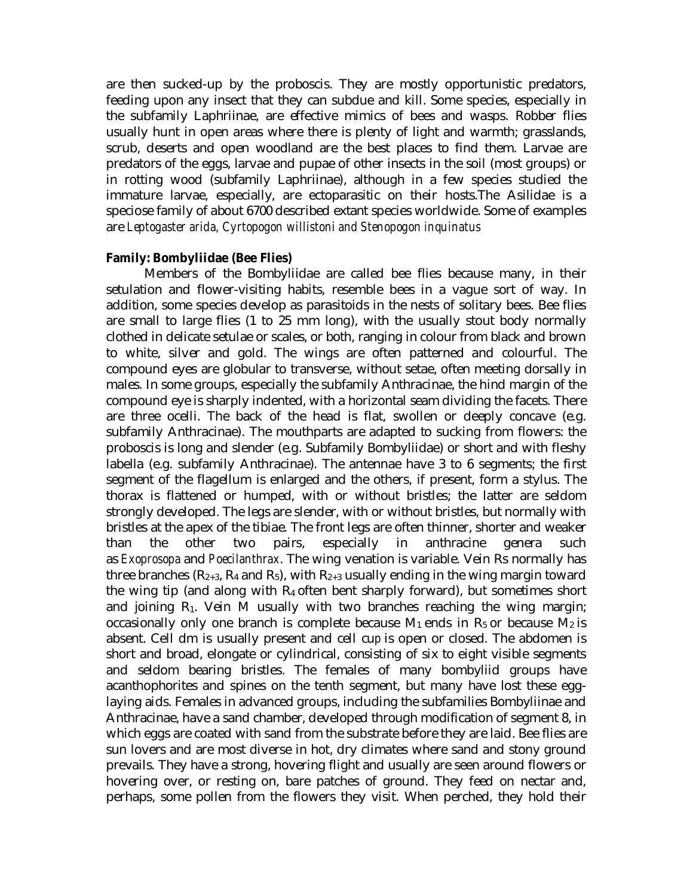are then sucked-up by the proboscis. They are mostly opportunistic predators, feeding upon any insect that they can subdue and kill. Some species, especially in the subfamily Laphriinae, are effective mimics of bees and wasps. Robber flies usually hunt in open areas where there is plenty of light and warmth; grasslands, scrub, deserts and open woodland are the best places to find them. Larvae are predators of the eggs, larvae and pupae of other insects in the soil (most groups) or in rotting wood (subfamily Laphriinae), although in a few species studied the immature larvae, especially, are ectoparasitic on their hosts.The Asilidae is a speciose family of about 6700 described extant species worldwide. Some of examples are *Leptogaster arida, Cyrtopogon willistoni and Stenopogon inquinatus*

**Family: Bombyliidae (Bee Flies)**

Members of the Bombyliidae are called bee flies because many, in their setulation and flower-visiting habits, resemble bees in a vague sort of way. In addition, some species develop as parasitoids in the nests of solitary bees. Bee flies are small to large flies (1 to 25 mm long), with the usually stout body normally clothed in delicate setulae or scales, or both, ranging in colour from black and brown to white, silver and gold. The wings are often patterned and colourful. The compound eyes are globular to transverse, without setae, often meeting dorsally in males. In some groups, especially the subfamily Anthracinae, the hind margin of the compound eye is sharply indented, with a horizontal seam dividing the facets. There are three ocelli. The back of the head is flat, swollen or deeply concave (e.g. subfamily Anthracinae). The mouthparts are adapted to sucking from flowers: the proboscis is long and slender (e.g. Subfamily Bombyliidae) or short and with fleshy labella (e.g. subfamily Anthracinae). The antennae have 3 to 6 segments; the first segment of the flagellum is enlarged and the others, if present, form a stylus. The thorax is flattened or humped, with or without bristles; the latter are seldom strongly developed. The legs are slender, with or without bristles, but normally with bristles at the apex of the tibiae. The front legs are often thinner, shorter and weaker than the other two pairs, especially in anthracine genera such as *Exoprosopa* and *Poecilanthrax*. The wing venation is variable. Vein Rs normally has three branches ($R_{2+3}$, $R_4$ and $R_5$), with $R_{2+3}$ usually ending in the wing margin toward the wing tip (and along with $R_4$ often bent sharply forward), but sometimes short and joining $R_1$. Vein M usually with two branches reaching the wing margin; occasionally only one branch is complete because $M_1$ ends in $R_5$ or because $M_2$ is absent. Cell dm is usually present and cell cup is open or closed. The abdomen is short and broad, elongate or cylindrical, consisting of six to eight visible segments and seldom bearing bristles. The females of many bombyliid groups have acanthophorites and spines on the tenth segment, but many have lost these egg-laying aids. Females in advanced groups, including the subfamilies Bombyliinae and Anthracinae, have a sand chamber, developed through modification of segment 8, in which eggs are coated with sand from the substrate before they are laid. Bee flies are sun lovers and are most diverse in hot, dry climates where sand and stony ground prevails. They have a strong, hovering flight and usually are seen around flowers or hovering over, or resting on, bare patches of ground. They feed on nectar and, perhaps, some pollen from the flowers they visit. When perched, they hold their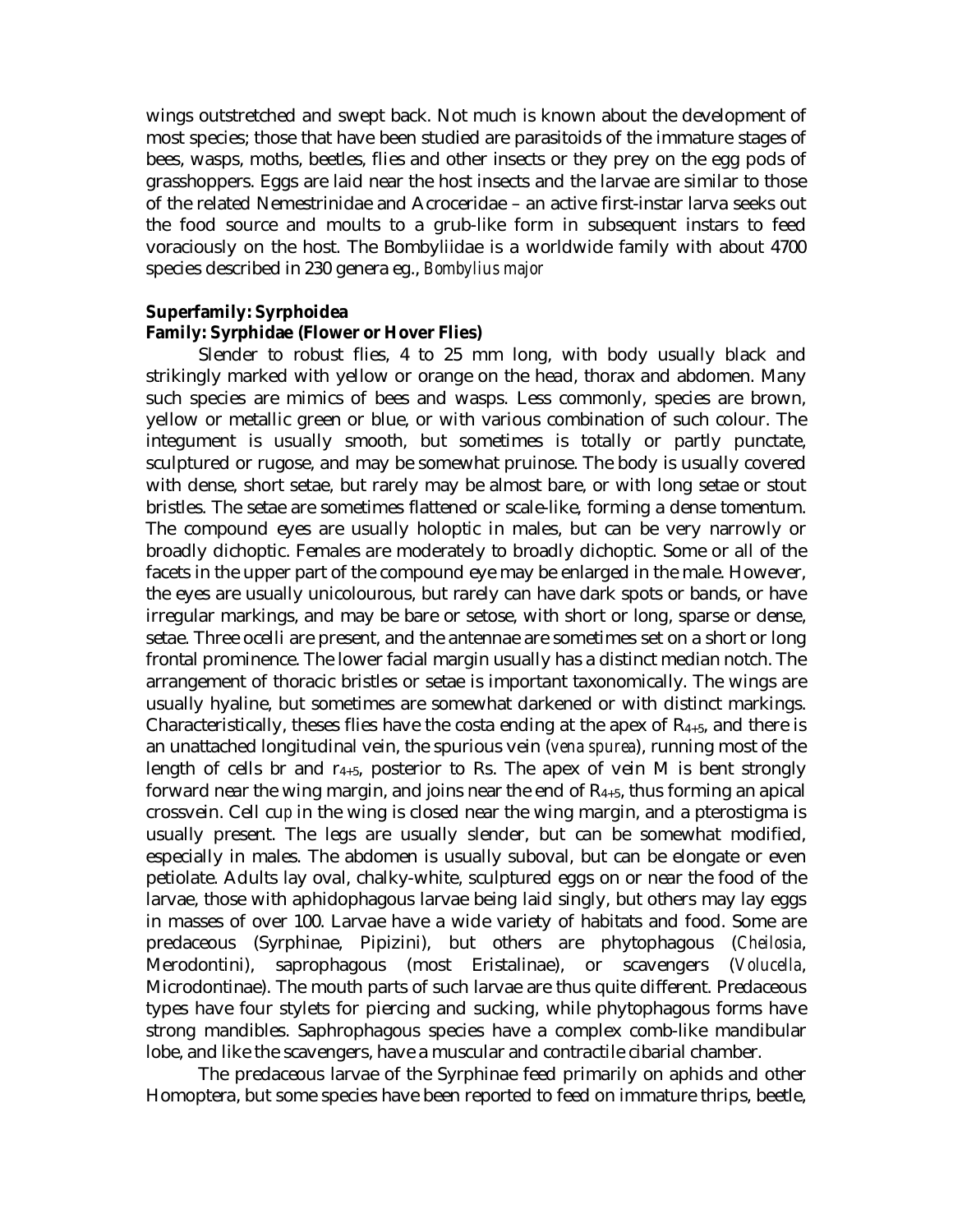wings outstretched and swept back. Not much is known about the development of most species; those that have been studied are parasitoids of the immature stages of bees, wasps, moths, beetles, flies and other insects or they prey on the egg pods of grasshoppers. Eggs are laid near the host insects and the larvae are similar to those of the related Nemestrinidae and Acroceridae – an active first-instar larva seeks out the food source and moults to a grub-like form in subsequent instars to feed voraciously on the host. The Bombyliidae is a worldwide family with about 4700 species described in 230 genera eg., *Bombylius major*

**Superfamily: Syrphoidea**
**Family: Syrphidae (Flower or Hover Flies)**

Slender to robust flies, 4 to 25 mm long, with body usually black and strikingly marked with yellow or orange on the head, thorax and abdomen. Many such species are mimics of bees and wasps. Less commonly, species are brown, yellow or metallic green or blue, or with various combination of such colour. The integument is usually smooth, but sometimes is totally or partly punctate, sculptured or rugose, and may be somewhat pruinose. The body is usually covered with dense, short setae, but rarely may be almost bare, or with long setae or stout bristles. The setae are sometimes flattened or scale-like, forming a dense tomentum. The compound eyes are usually holoptic in males, but can be very narrowly or broadly dichoptic. Females are moderately to broadly dichoptic. Some or all of the facets in the upper part of the compound eye may be enlarged in the male. However, the eyes are usually unicolourous, but rarely can have dark spots or bands, or have irregular markings, and may be bare or setose, with short or long, sparse or dense, setae. Three ocelli are present, and the antennae are sometimes set on a short or long frontal prominence. The lower facial margin usually has a distinct median notch. The arrangement of thoracic bristles or setae is important taxonomically. The wings are usually hyaline, but sometimes are somewhat darkened or with distinct markings. Characteristically, theses flies have the costa ending at the apex of $R_{4+5}$, and there is an unattached longitudinal vein, the spurious vein (*vena spurea*), running most of the length of cells br and $r_{4+5}$, posterior to Rs. The apex of vein M is bent strongly forward near the wing margin, and joins near the end of $R_{4+5}$, thus forming an apical crossvein. Cell cu*p* in the wing is closed near the wing margin, and a pterostigma is usually present. The legs are usually slender, but can be somewhat modified, especially in males. The abdomen is usually suboval, but can be elongate or even petiolate. Adults lay oval, chalky-white, sculptured eggs on or near the food of the larvae, those with aphidophagous larvae being laid singly, but others may lay eggs in masses of over 100. Larvae have a wide variety of habitats and food. Some are predaceous (Syrphinae, Pipizini), but others are phytophagous (*Cheilosia*, Merodontini), saprophagous (most Eristalinae), or scavengers (*Volucella*, Microdontinae). The mouth parts of such larvae are thus quite different. Predaceous types have four stylets for piercing and sucking, while phytophagous forms have strong mandibles. Saphrophagous species have a complex comb-like mandibular lobe, and like the scavengers, have a muscular and contractile cibarial chamber.

The predaceous larvae of the Syrphinae feed primarily on aphids and other Homoptera, but some species have been reported to feed on immature thrips, beetle,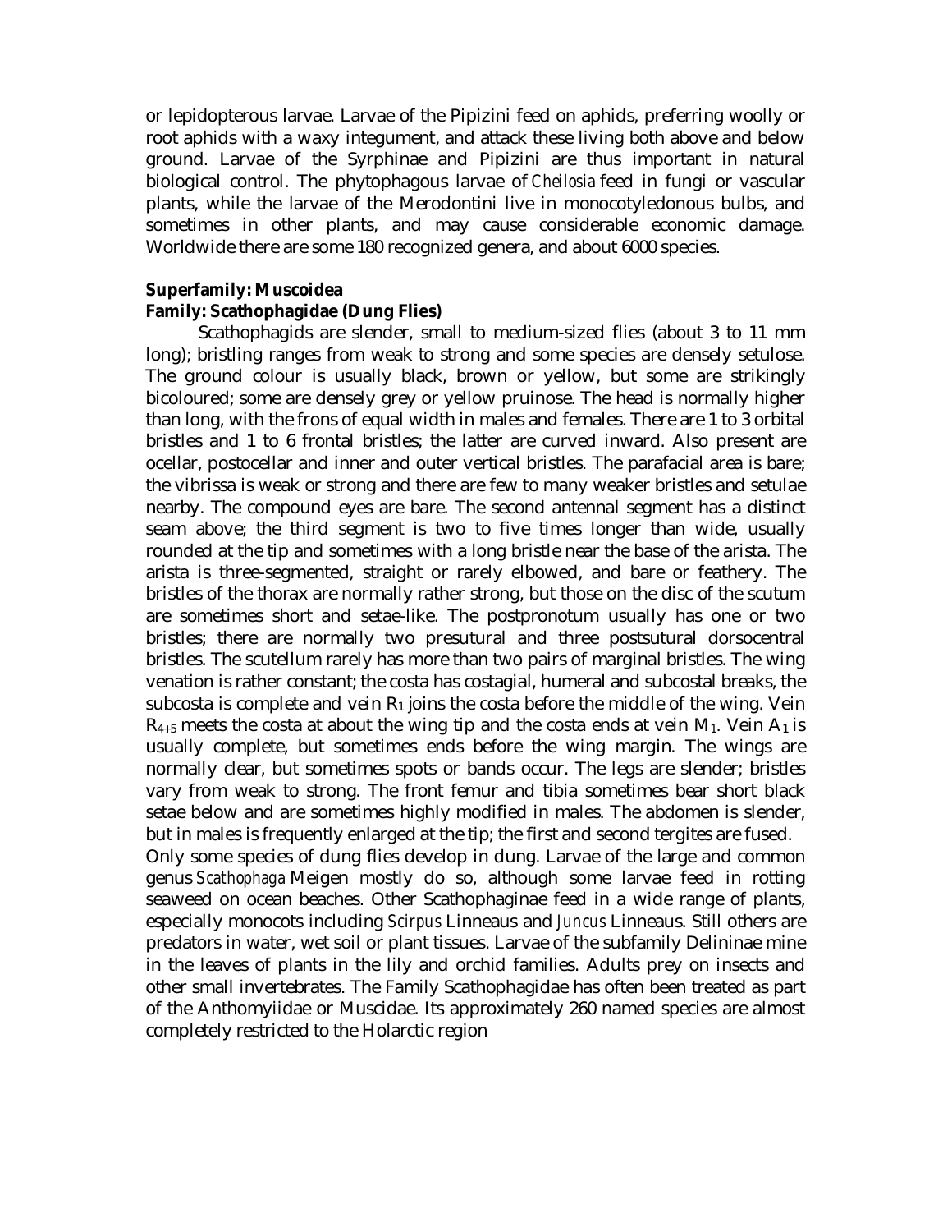or lepidopterous larvae. Larvae of the Pipizini feed on aphids, preferring woolly or root aphids with a waxy integument, and attack these living both above and below ground. Larvae of the Syrphinae and Pipizini are thus important in natural biological control. The phytophagous larvae of *Cheilosia* feed in fungi or vascular plants, while the larvae of the Merodontini live in monocotyledonous bulbs, and sometimes in other plants, and may cause considerable economic damage. Worldwide there are some 180 recognized genera, and about 6000 species.

**Superfamily: Muscoidea**

**Family: Scathophagidae (Dung Flies)**

Scathophagids are slender, small to medium-sized flies (about 3 to 11 mm long); bristling ranges from weak to strong and some species are densely setulose. The ground colour is usually black, brown or yellow, but some are strikingly bicoloured; some are densely grey or yellow pruinose. The head is normally higher than long, with the frons of equal width in males and females. There are 1 to 3 orbital bristles and 1 to 6 frontal bristles; the latter are curved inward. Also present are ocellar, postocellar and inner and outer vertical bristles. The parafacial area is bare; the vibrissa is weak or strong and there are few to many weaker bristles and setulae nearby. The compound eyes are bare. The second antennal segment has a distinct seam above; the third segment is two to five times longer than wide, usually rounded at the tip and sometimes with a long bristle near the base of the arista. The arista is three-segmented, straight or rarely elbowed, and bare or feathery. The bristles of the thorax are normally rather strong, but those on the disc of the scutum are sometimes short and setae-like. The postpronotum usually has one or two bristles; there are normally two presutural and three postsutural dorsocentral bristles. The scutellum rarely has more than two pairs of marginal bristles. The wing venation is rather constant; the costa has costagial, humeral and subcostal breaks, the subcosta is complete and vein $R_1$ joins the costa before the middle of the wing. Vein $R_{4+5}$ meets the costa at about the wing tip and the costa ends at vein $M_1$. Vein $A_1$ is usually complete, but sometimes ends before the wing margin. The wings are normally clear, but sometimes spots or bands occur. The legs are slender; bristles vary from weak to strong. The front femur and tibia sometimes bear short black setae below and are sometimes highly modified in males. The abdomen is slender, but in males is frequently enlarged at the tip; the first and second tergites are fused.

Only some species of dung flies develop in dung. Larvae of the large and common genus *Scathophaga* Meigen mostly do so, although some larvae feed in rotting seaweed on ocean beaches. Other Scathophaginae feed in a wide range of plants, especially monocots including *Scirpus* Linneaus and *Juncus* Linneaus. Still others are predators in water, wet soil or plant tissues. Larvae of the subfamily Delininae mine in the leaves of plants in the lily and orchid families. Adults prey on insects and other small invertebrates. The Family Scathophagidae has often been treated as part of the Anthomyiidae or Muscidae. Its approximately 260 named species are almost completely restricted to the Holarctic region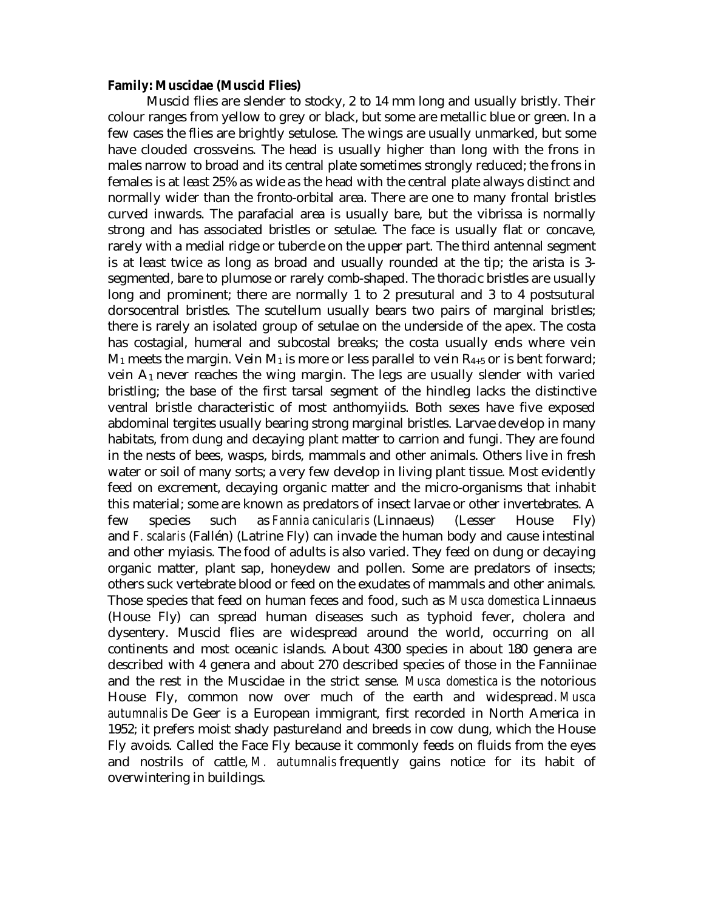**Family: Muscidae (Muscid Flies)**

Muscid flies are slender to stocky, 2 to 14 mm long and usually bristly. Their colour ranges from yellow to grey or black, but some are metallic blue or green. In a few cases the flies are brightly setulose. The wings are usually unmarked, but some have clouded crossveins. The head is usually higher than long with the frons in males narrow to broad and its central plate sometimes strongly reduced; the frons in females is at least 25% as wide as the head with the central plate always distinct and normally wider than the fronto-orbital area. There are one to many frontal bristles curved inwards. The parafacial area is usually bare, but the vibrissa is normally strong and has associated bristles or setulae. The face is usually flat or concave, rarely with a medial ridge or tubercle on the upper part. The third antennal segment is at least twice as long as broad and usually rounded at the tip; the arista is 3-segmented, bare to plumose or rarely comb-shaped. The thoracic bristles are usually long and prominent; there are normally 1 to 2 presutural and 3 to 4 postsutural dorsocentral bristles. The scutellum usually bears two pairs of marginal bristles; there is rarely an isolated group of setulae on the underside of the apex. The costa has costagial, humeral and subcostal breaks; the costa usually ends where vein $M_1$ meets the margin. Vein $M_1$ is more or less parallel to vein $R_{4+5}$ or is bent forward; vein $A_1$ never reaches the wing margin. The legs are usually slender with varied bristling; the base of the first tarsal segment of the hindleg lacks the distinctive ventral bristle characteristic of most anthomyiids. Both sexes have five exposed abdominal tergites usually bearing strong marginal bristles. Larvae develop in many habitats, from dung and decaying plant matter to carrion and fungi. They are found in the nests of bees, wasps, birds, mammals and other animals. Others live in fresh water or soil of many sorts; a very few develop in living plant tissue. Most evidently feed on excrement, decaying organic matter and the micro-organisms that inhabit this material; some are known as predators of insect larvae or other invertebrates. A few species such as *Fannia canicularis* (Linnaeus) (Lesser House Fly) and *F. scalaris* (Fallén) (Latrine Fly) can invade the human body and cause intestinal and other myiasis. The food of adults is also varied. They feed on dung or decaying organic matter, plant sap, honeydew and pollen. Some are predators of insects; others suck vertebrate blood or feed on the exudates of mammals and other animals. Those species that feed on human feces and food, such as *Musca domestica* Linnaeus (House Fly) can spread human diseases such as typhoid fever, cholera and dysentery. Muscid flies are widespread around the world, occurring on all continents and most oceanic islands. About 4300 species in about 180 genera are described with 4 genera and about 270 described species of those in the Fanniinae and the rest in the Muscidae in the strict sense. *Musca domestica* is the notorious House Fly, common now over much of the earth and widespread. *Musca autumnalis* De Geer is a European immigrant, first recorded in North America in 1952; it prefers moist shady pastureland and breeds in cow dung, which the House Fly avoids. Called the Face Fly because it commonly feeds on fluids from the eyes and nostrils of cattle, *M. autumnalis* frequently gains notice for its habit of overwintering in buildings.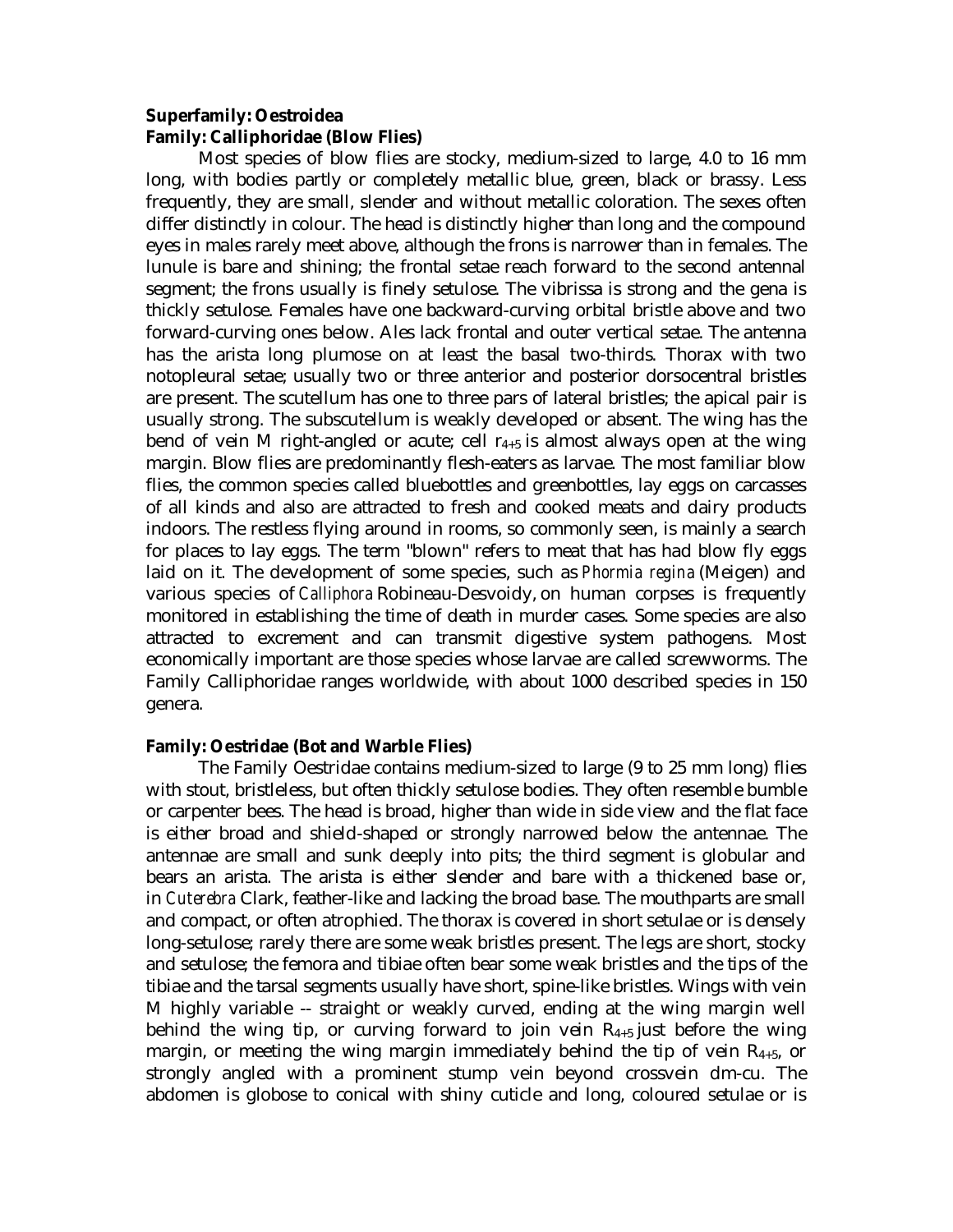**Superfamily: Oestroidea**
**Family: Calliphoridae (Blow Flies)**

Most species of blow flies are stocky, medium-sized to large, 4.0 to 16 mm long, with bodies partly or completely metallic blue, green, black or brassy. Less frequently, they are small, slender and without metallic coloration. The sexes often differ distinctly in colour. The head is distinctly higher than long and the compound eyes in males rarely meet above, although the frons is narrower than in females. The lunule is bare and shining; the frontal setae reach forward to the second antennal segment; the frons usually is finely setulose. The vibrissa is strong and the gena is thickly setulose. Females have one backward-curving orbital bristle above and two forward-curving ones below. Ales lack frontal and outer vertical setae. The antenna has the arista long plumose on at least the basal two-thirds. Thorax with two notopleural setae; usually two or three anterior and posterior dorsocentral bristles are present. The scutellum has one to three pars of lateral bristles; the apical pair is usually strong. The subscutellum is weakly developed or absent. The wing has the bend of vein M right-angled or acute; cell $r_{4+5}$ is almost always open at the wing margin. Blow flies are predominantly flesh-eaters as larvae. The most familiar blow flies, the common species called bluebottles and greenbottles, lay eggs on carcasses of all kinds and also are attracted to fresh and cooked meats and dairy products indoors. The restless flying around in rooms, so commonly seen, is mainly a search for places to lay eggs. The term "blown" refers to meat that has had blow fly eggs laid on it. The development of some species, such as *Phormia regina* (Meigen) and various species of *Calliphora* Robineau-Desvoidy, on human corpses is frequently monitored in establishing the time of death in murder cases. Some species are also attracted to excrement and can transmit digestive system pathogens. Most economically important are those species whose larvae are called screwworms. The Family Calliphoridae ranges worldwide, with about 1000 described species in 150 genera.

**Family: Oestridae (Bot and Warble Flies)**

The Family Oestridae contains medium-sized to large (9 to 25 mm long) flies with stout, bristleless, but often thickly setulose bodies. They often resemble bumble or carpenter bees. The head is broad, higher than wide in side view and the flat face is either broad and shield-shaped or strongly narrowed below the antennae. The antennae are small and sunk deeply into pits; the third segment is globular and bears an arista. The arista is either slender and bare with a thickened base or, in *Cuterebra* Clark, feather-like and lacking the broad base. The mouthparts are small and compact, or often atrophied. The thorax is covered in short setulae or is densely long-setulose; rarely there are some weak bristles present. The legs are short, stocky and setulose; the femora and tibiae often bear some weak bristles and the tips of the tibiae and the tarsal segments usually have short, spine-like bristles. Wings with vein M highly variable -- straight or weakly curved, ending at the wing margin well behind the wing tip, or curving forward to join vein $R_{4+5}$ just before the wing margin, or meeting the wing margin immediately behind the tip of vein $R_{4+5}$, or strongly angled with a prominent stump vein beyond crossvein dm-cu. The abdomen is globose to conical with shiny cuticle and long, coloured setulae or is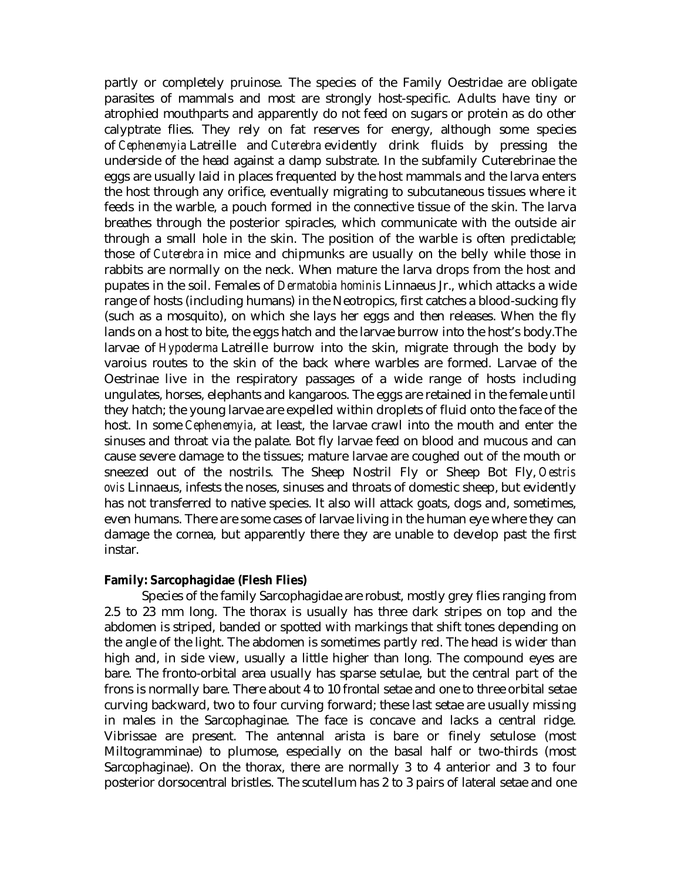partly or completely pruinose. The species of the Family Oestridae are obligate parasites of mammals and most are strongly host-specific. Adults have tiny or atrophied mouthparts and apparently do not feed on sugars or protein as do other calyptrate flies. They rely on fat reserves for energy, although some species of *Cephenemyia* Latreille and *Cuterebra* evidently drink fluids by pressing the underside of the head against a damp substrate. In the subfamily Cuterebrinae the eggs are usually laid in places frequented by the host mammals and the larva enters the host through any orifice, eventually migrating to subcutaneous tissues where it feeds in the warble, a pouch formed in the connective tissue of the skin. The larva breathes through the posterior spiracles, which communicate with the outside air through a small hole in the skin. The position of the warble is often predictable; those of *Cuterebra* in mice and chipmunks are usually on the belly while those in rabbits are normally on the neck. When mature the larva drops from the host and pupates in the soil. Females of *Dermatobia hominis* Linnaeus Jr., which attacks a wide range of hosts (including humans) in the Neotropics, first catches a blood-sucking fly (such as a mosquito), on which she lays her eggs and then releases. When the fly lands on a host to bite, the eggs hatch and the larvae burrow into the host's body.The larvae of *Hypoderma* Latreille burrow into the skin, migrate through the body by varoius routes to the skin of the back where warbles are formed. Larvae of the Oestrinae live in the respiratory passages of a wide range of hosts including ungulates, horses, elephants and kangaroos. The eggs are retained in the female until they hatch; the young larvae are expelled within droplets of fluid onto the face of the host. In some *Cephenemyia*, at least, the larvae crawl into the mouth and enter the sinuses and throat via the palate. Bot fly larvae feed on blood and mucous and can cause severe damage to the tissues; mature larvae are coughed out of the mouth or sneezed out of the nostrils. The Sheep Nostril Fly or Sheep Bot Fly, *Oestris ovis* Linnaeus, infests the noses, sinuses and throats of domestic sheep, but evidently has not transferred to native species. It also will attack goats, dogs and, sometimes, even humans. There are some cases of larvae living in the human eye where they can damage the cornea, but apparently there they are unable to develop past the first instar.

**Family: Sarcophagidae (Flesh Flies)**

Species of the family Sarcophagidae are robust, mostly grey flies ranging from 2.5 to 23 mm long. The thorax is usually has three dark stripes on top and the abdomen is striped, banded or spotted with markings that shift tones depending on the angle of the light. The abdomen is sometimes partly red. The head is wider than high and, in side view, usually a little higher than long. The compound eyes are bare. The fronto-orbital area usually has sparse setulae, but the central part of the frons is normally bare. There about 4 to 10 frontal setae and one to three orbital setae curving backward, two to four curving forward; these last setae are usually missing in males in the Sarcophaginae. The face is concave and lacks a central ridge. Vibrissae are present. The antennal arista is bare or finely setulose (most Miltogramminae) to plumose, especially on the basal half or two-thirds (most Sarcophaginae). On the thorax, there are normally 3 to 4 anterior and 3 to four posterior dorsocentral bristles. The scutellum has 2 to 3 pairs of lateral setae and one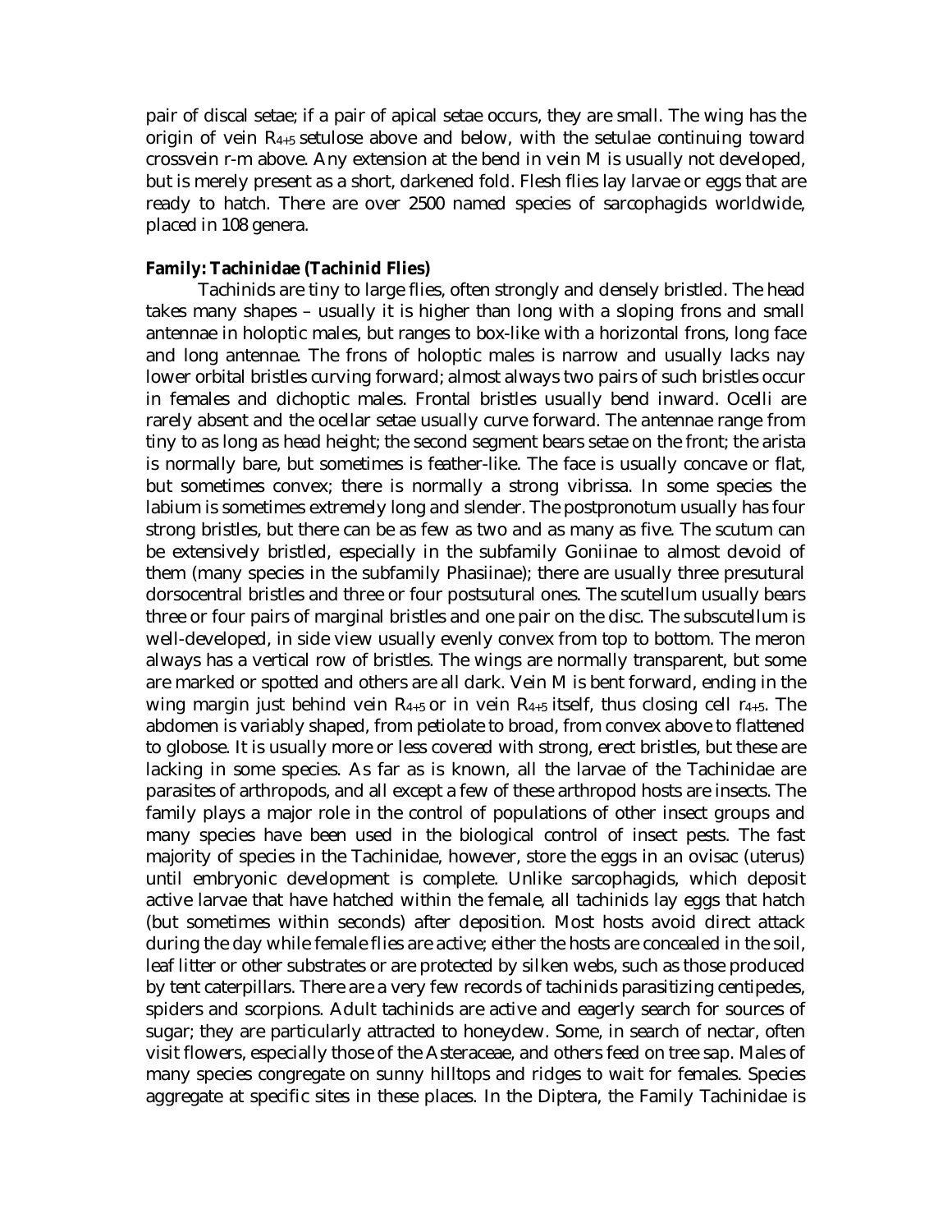pair of discal setae; if a pair of apical setae occurs, they are small. The wing has the origin of vein $R_{4+5}$ setulose above and below, with the setulae continuing toward crossvein r-m above. Any extension at the bend in vein M is usually not developed, but is merely present as a short, darkened fold. Flesh flies lay larvae or eggs that are ready to hatch. There are over 2500 named species of sarcophagids worldwide, placed in 108 genera.

**Family: Tachinidae (Tachinid Flies)**

Tachinids are tiny to large flies, often strongly and densely bristled. The head takes many shapes – usually it is higher than long with a sloping frons and small antennae in holoptic males, but ranges to box-like with a horizontal frons, long face and long antennae. The frons of holoptic males is narrow and usually lacks nay lower orbital bristles curving forward; almost always two pairs of such bristles occur in females and dichoptic males. Frontal bristles usually bend inward. Ocelli are rarely absent and the ocellar setae usually curve forward. The antennae range from tiny to as long as head height; the second segment bears setae on the front; the arista is normally bare, but sometimes is feather-like. The face is usually concave or flat, but sometimes convex; there is normally a strong vibrissa. In some species the labium is sometimes extremely long and slender. The postpronotum usually has four strong bristles, but there can be as few as two and as many as five. The scutum can be extensively bristled, especially in the subfamily Goniinae to almost devoid of them (many species in the subfamily Phasiinae); there are usually three presutural dorsocentral bristles and three or four postsutural ones. The scutellum usually bears three or four pairs of marginal bristles and one pair on the disc. The subscutellum is well-developed, in side view usually evenly convex from top to bottom. The meron always has a vertical row of bristles. The wings are normally transparent, but some are marked or spotted and others are all dark. Vein M is bent forward, ending in the wing margin just behind vein $R_{4+5}$ or in vein $R_{4+5}$ itself, thus closing cell $r_{4+5}$. The abdomen is variably shaped, from petiolate to broad, from convex above to flattened to globose. It is usually more or less covered with strong, erect bristles, but these are lacking in some species. As far as is known, all the larvae of the Tachinidae are parasites of arthropods, and all except a few of these arthropod hosts are insects. The family plays a major role in the control of populations of other insect groups and many species have been used in the biological control of insect pests. The fast majority of species in the Tachinidae, however, store the eggs in an ovisac (uterus) until embryonic development is complete. Unlike sarcophagids, which deposit active larvae that have hatched within the female, all tachinids lay eggs that hatch (but sometimes within seconds) after deposition. Most hosts avoid direct attack during the day while female flies are active; either the hosts are concealed in the soil, leaf litter or other substrates or are protected by silken webs, such as those produced by tent caterpillars. There are a very few records of tachinids parasitizing centipedes, spiders and scorpions. Adult tachinids are active and eagerly search for sources of sugar; they are particularly attracted to honeydew. Some, in search of nectar, often visit flowers, especially those of the Asteraceae, and others feed on tree sap. Males of many species congregate on sunny hilltops and ridges to wait for females. Species aggregate at specific sites in these places. In the Diptera, the Family Tachinidae is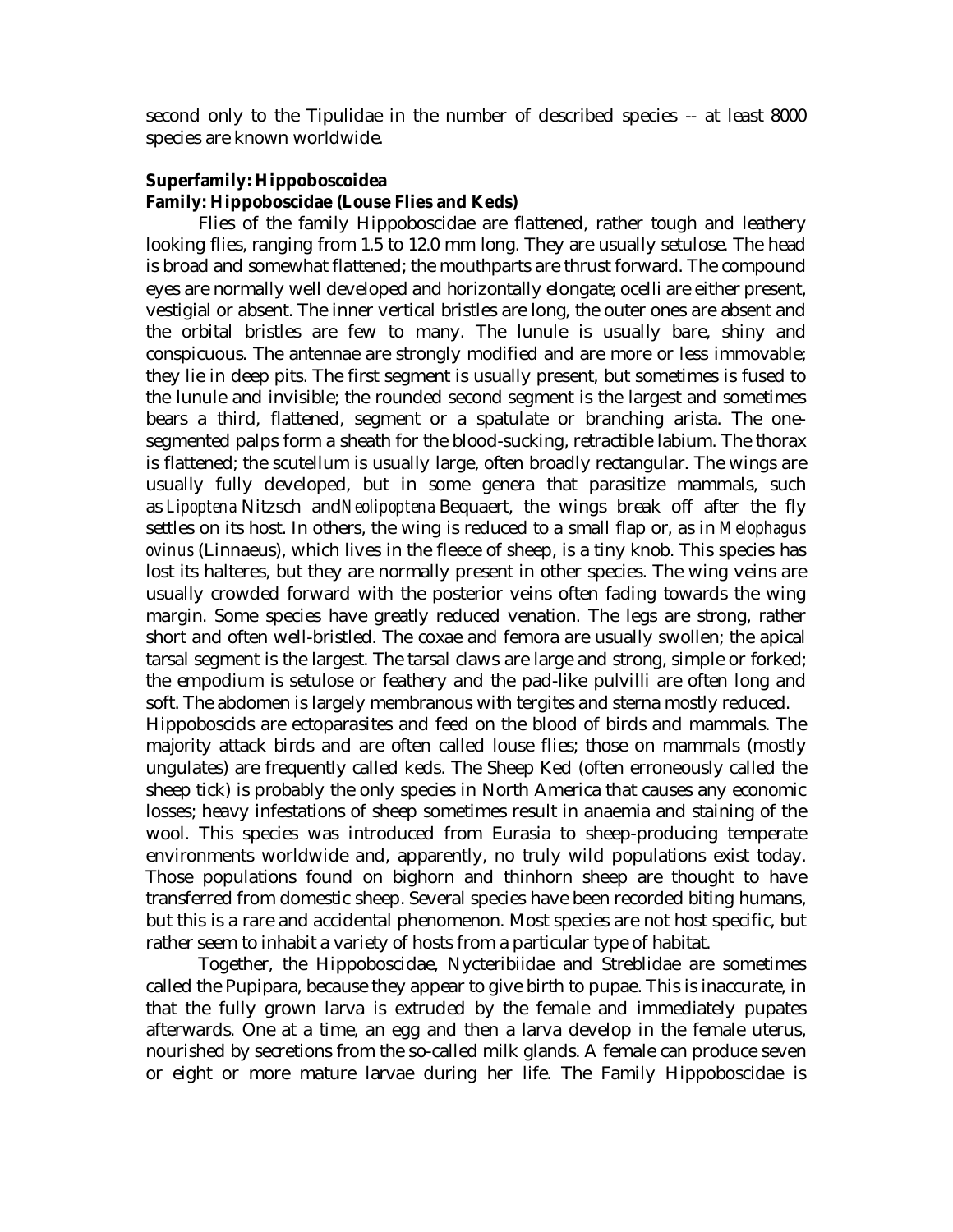second only to the Tipulidae in the number of described species -- at least 8000 species are known worldwide.

**Superfamily: Hippoboscoidea**

**Family: Hippoboscidae (Louse Flies and Keds)**

Flies of the family Hippoboscidae are flattened, rather tough and leathery looking flies, ranging from 1.5 to 12.0 mm long. They are usually setulose. The head is broad and somewhat flattened; the mouthparts are thrust forward. The compound eyes are normally well developed and horizontally elongate; ocelli are either present, vestigial or absent. The inner vertical bristles are long, the outer ones are absent and the orbital bristles are few to many. The lunule is usually bare, shiny and conspicuous. The antennae are strongly modified and are more or less immovable; they lie in deep pits. The first segment is usually present, but sometimes is fused to the lunule and invisible; the rounded second segment is the largest and sometimes bears a third, flattened, segment or a spatulate or branching arista. The one-segmented palps form a sheath for the blood-sucking, retractible labium. The thorax is flattened; the scutellum is usually large, often broadly rectangular. The wings are usually fully developed, but in some genera that parasitize mammals, such as *Lipoptena* Nitzsch and *Neolipoptena* Bequaert, the wings break off after the fly settles on its host. In others, the wing is reduced to a small flap or, as in *Melophagus ovinus* (Linnaeus), which lives in the fleece of sheep, is a tiny knob. This species has lost its halteres, but they are normally present in other species. The wing veins are usually crowded forward with the posterior veins often fading towards the wing margin. Some species have greatly reduced venation. The legs are strong, rather short and often well-bristled. The coxae and femora are usually swollen; the apical tarsal segment is the largest. The tarsal claws are large and strong, simple or forked; the empodium is setulose or feathery and the pad-like pulvilli are often long and soft. The abdomen is largely membranous with tergites and sterna mostly reduced.

Hippoboscids are ectoparasites and feed on the blood of birds and mammals. The majority attack birds and are often called louse flies; those on mammals (mostly ungulates) are frequently called keds. The Sheep Ked (often erroneously called the sheep tick) is probably the only species in North America that causes any economic losses; heavy infestations of sheep sometimes result in anaemia and staining of the wool. This species was introduced from Eurasia to sheep-producing temperate environments worldwide and, apparently, no truly wild populations exist today. Those populations found on bighorn and thinhorn sheep are thought to have transferred from domestic sheep. Several species have been recorded biting humans, but this is a rare and accidental phenomenon. Most species are not host specific, but rather seem to inhabit a variety of hosts from a particular type of habitat.

Together, the Hippoboscidae, Nycteribiidae and Streblidae are sometimes called the Pupipara, because they appear to give birth to pupae. This is inaccurate, in that the fully grown larva is extruded by the female and immediately pupates afterwards. One at a time, an egg and then a larva develop in the female uterus, nourished by secretions from the so-called milk glands. A female can produce seven or eight or more mature larvae during her life. The Family Hippoboscidae is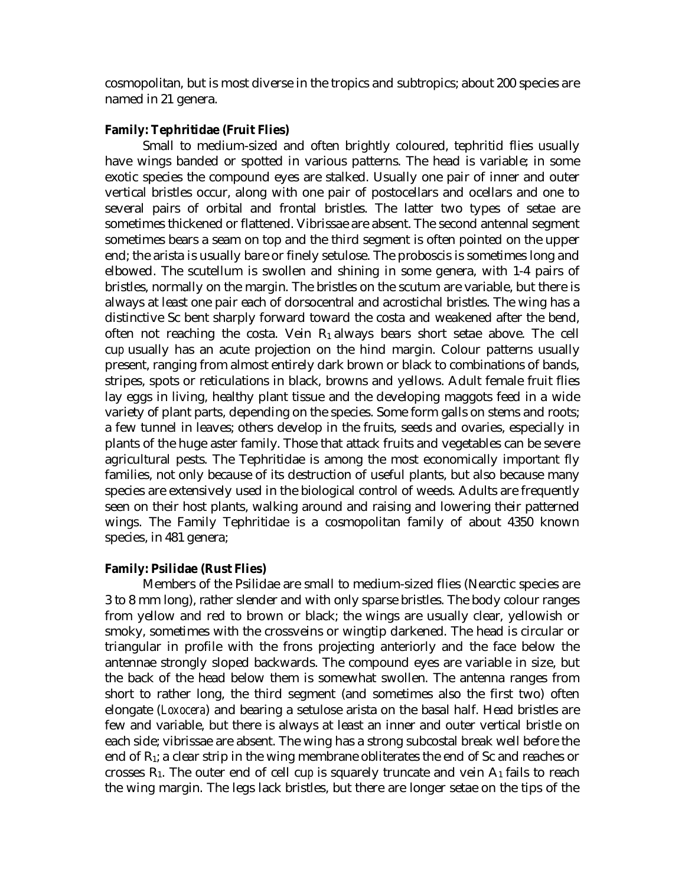cosmopolitan, but is most diverse in the tropics and subtropics; about 200 species are named in 21 genera.

**Family: Tephritidae (Fruit Flies)**

Small to medium-sized and often brightly coloured, tephritid flies usually have wings banded or spotted in various patterns. The head is variable; in some exotic species the compound eyes are stalked. Usually one pair of inner and outer vertical bristles occur, along with one pair of postocellars and ocellars and one to several pairs of orbital and frontal bristles. The latter two types of setae are sometimes thickened or flattened. Vibrissae are absent. The second antennal segment sometimes bears a seam on top and the third segment is often pointed on the upper end; the arista is usually bare or finely setulose. The proboscis is sometimes long and elbowed. The scutellum is swollen and shining in some genera, with 1-4 pairs of bristles, normally on the margin. The bristles on the scutum are variable, but there is always at least one pair each of dorsocentral and acrostichal bristles. The wing has a distinctive Sc bent sharply forward toward the costa and weakened after the bend, often not reaching the costa. Vein $R_1$ always bears short setae above. The cell cu*p* usually has an acute projection on the hind margin. Colour patterns usually present, ranging from almost entirely dark brown or black to combinations of bands, stripes, spots or reticulations in black, browns and yellows. Adult female fruit flies lay eggs in living, healthy plant tissue and the developing maggots feed in a wide variety of plant parts, depending on the species. Some form galls on stems and roots; a few tunnel in leaves; others develop in the fruits, seeds and ovaries, especially in plants of the huge aster family. Those that attack fruits and vegetables can be severe agricultural pests. The Tephritidae is among the most economically important fly families, not only because of its destruction of useful plants, but also because many species are extensively used in the biological control of weeds. Adults are frequently seen on their host plants, walking around and raising and lowering their patterned wings. The Family Tephritidae is a cosmopolitan family of about 4350 known species, in 481 genera;

**Family: Psilidae (Rust Flies)**

Members of the Psilidae are small to medium-sized flies (Nearctic species are 3 to 8 mm long), rather slender and with only sparse bristles. The body colour ranges from yellow and red to brown or black; the wings are usually clear, yellowish or smoky, sometimes with the crossveins or wingtip darkened. The head is circular or triangular in profile with the frons projecting anteriorly and the face below the antennae strongly sloped backwards. The compound eyes are variable in size, but the back of the head below them is somewhat swollen. The antenna ranges from short to rather long, the third segment (and sometimes also the first two) often elongate (*Loxocera*) and bearing a setulose arista on the basal half. Head bristles are few and variable, but there is always at least an inner and outer vertical bristle on each side; vibrissae are absent. The wing has a strong subcostal break well before the end of $R_1$; a clear strip in the wing membrane obliterates the end of Sc and reaches or crosses $R_1$. The outer end of cell cu*p* is squarely truncate and vein $A_1$ fails to reach the wing margin. The legs lack bristles, but there are longer setae on the tips of the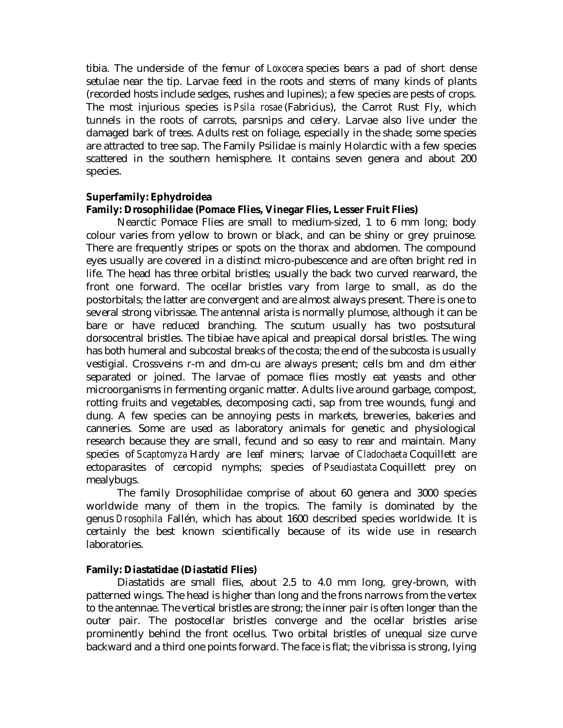tibia. The underside of the femur of *Loxocera* species bears a pad of short dense setulae near the tip. Larvae feed in the roots and stems of many kinds of plants (recorded hosts include sedges, rushes and lupines); a few species are pests of crops. The most injurious species is *Psila rosae* (Fabricius), the Carrot Rust Fly, which tunnels in the roots of carrots, parsnips and celery. Larvae also live under the damaged bark of trees. Adults rest on foliage, especially in the shade; some species are attracted to tree sap. The Family Psilidae is mainly Holarctic with a few species scattered in the southern hemisphere. It contains seven genera and about 200 species.

**Superfamily: Ephydroidea**

**Family: Drosophilidae (Pomace Flies, Vinegar Flies, Lesser Fruit Flies)**

Nearctic Pomace Flies are small to medium-sized, 1 to 6 mm long; body colour varies from yellow to brown or black, and can be shiny or grey pruinose. There are frequently stripes or spots on the thorax and abdomen. The compound eyes usually are covered in a distinct micro-pubescence and are often bright red in life. The head has three orbital bristles; usually the back two curved rearward, the front one forward. The ocellar bristles vary from large to small, as do the postorbitals; the latter are convergent and are almost always present. There is one to several strong vibrissae. The antennal arista is normally plumose, although it can be bare or have reduced branching. The scutum usually has two postsutural dorsocentral bristles. The tibiae have apical and preapical dorsal bristles. The wing has both humeral and subcostal breaks of the costa; the end of the subcosta is usually vestigial. Crossveins r-m and dm-cu are always present; cells bm and dm either separated or joined. The larvae of pomace flies mostly eat yeasts and other microorganisms in fermenting organic matter. Adults live around garbage, compost, rotting fruits and vegetables, decomposing cacti, sap from tree wounds, fungi and dung. A few species can be annoying pests in markets, breweries, bakeries and canneries. Some are used as laboratory animals for genetic and physiological research because they are small, fecund and so easy to rear and maintain. Many species of *Scaptomyza* Hardy are leaf miners; larvae of *Cladochaeta* Coquillett are ectoparasites of cercopid nymphs; species of *Pseudiastata* Coquillett prey on mealybugs.

The family Drosophilidae comprise of about 60 genera and 3000 species worldwide many of them in the tropics. The family is dominated by the genus *Drosophila* Fallén, which has about 1600 described species worldwide. It is certainly the best known scientifically because of its wide use in research laboratories.

**Family: Diastatidae (Diastatid Flies)**

Diastatids are small flies, about 2.5 to 4.0 mm long, grey-brown, with patterned wings. The head is higher than long and the frons narrows from the vertex to the antennae. The vertical bristles are strong; the inner pair is often longer than the outer pair. The postocellar bristles converge and the ocellar bristles arise prominently behind the front ocellus. Two orbital bristles of unequal size curve backward and a third one points forward. The face is flat; the vibrissa is strong, lying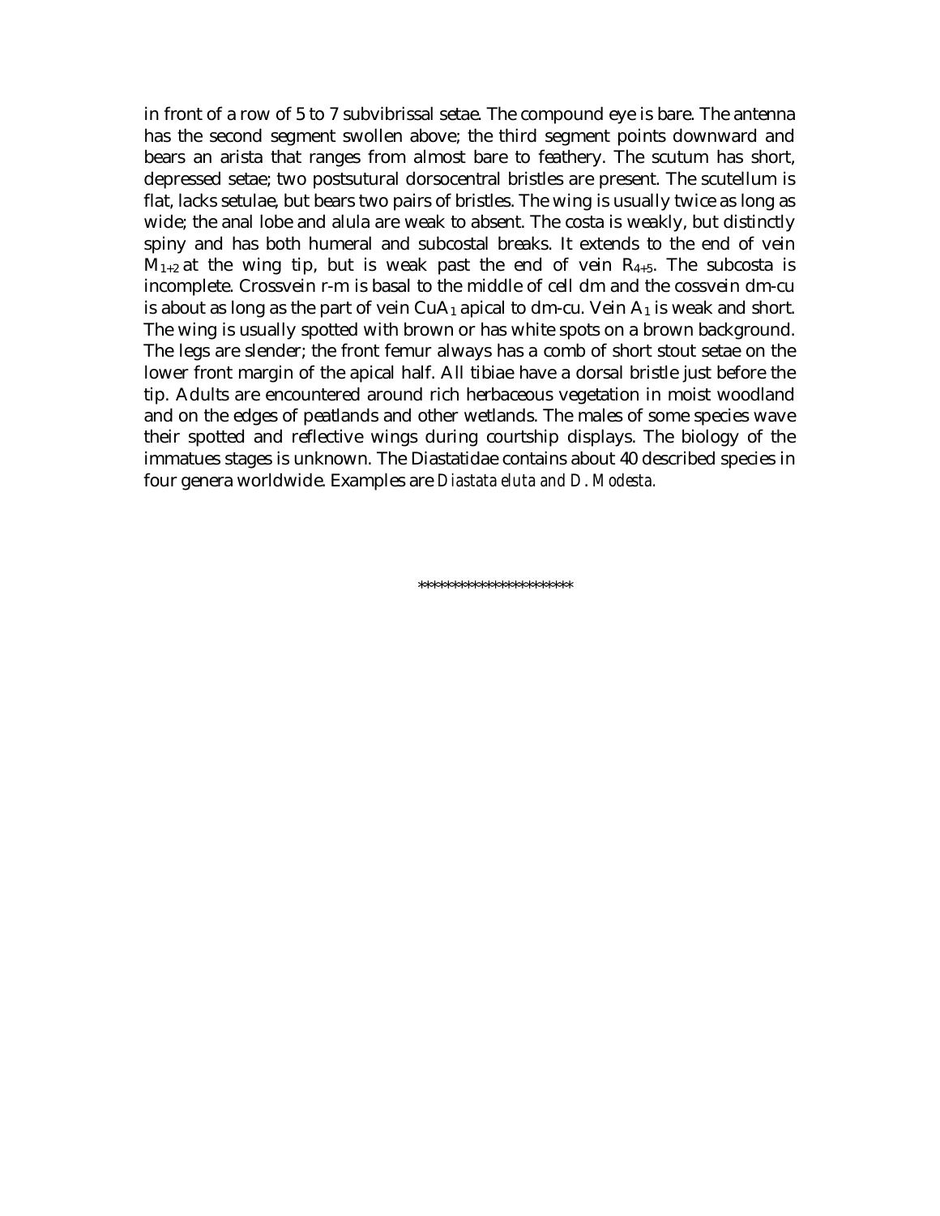in front of a row of 5 to 7 subvibrissal setae. The compound eye is bare. The antenna has the second segment swollen above; the third segment points downward and bears an arista that ranges from almost bare to feathery. The scutum has short, depressed setae; two postsutural dorsocentral bristles are present. The scutellum is flat, lacks setulae, but bears two pairs of bristles. The wing is usually twice as long as wide; the anal lobe and alula are weak to absent. The costa is weakly, but distinctly spiny and has both humeral and subcostal breaks. It extends to the end of vein $M_{1+2}$ at the wing tip, but is weak past the end of vein $R_{4+5}$. The subcosta is incomplete. Crossvein r-m is basal to the middle of cell dm and the cossvein dm-cu is about as long as the part of vein $CuA_1$ apical to dm-cu. Vein $A_1$ is weak and short. The wing is usually spotted with brown or has white spots on a brown background. The legs are slender; the front femur always has a comb of short stout setae on the lower front margin of the apical half. All tibiae have a dorsal bristle just before the tip. Adults are encountered around rich herbaceous vegetation in moist woodland and on the edges of peatlands and other wetlands. The males of some species wave their spotted and reflective wings during courtship displays. The biology of the immatues stages is unknown. The Diastatidae contains about 40 described species in four genera worldwide. Examples are *Diastata eluta and D. Modesta.*

**********************